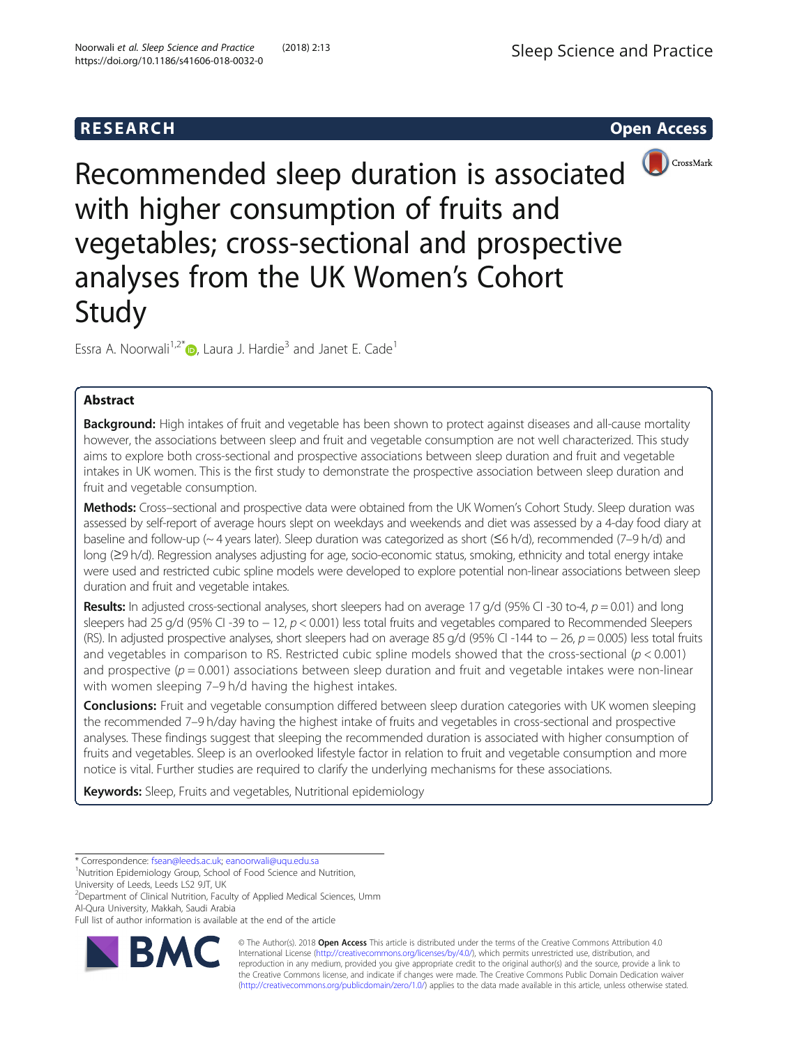RESEARCH

Open Access

# Recommended sleep duration is associated with higher consumption of fruits and vegetables; cross-sectional and prospective analyses from the UK Women's Cohort Study

Essra A. Noorwali[1,2*], Laura J. Hardie[3] and Janet E. Cade[1]

## Abstract

**Background:** High intakes of fruit and vegetable has been shown to protect against diseases and all-cause mortality however, the associations between sleep and fruit and vegetable consumption are not well characterized. This study aims to explore both cross-sectional and prospective associations between sleep duration and fruit and vegetable intakes in UK women. This is the first study to demonstrate the prospective association between sleep duration and fruit and vegetable consumption.

**Methods:** Cross–sectional and prospective data were obtained from the UK Women's Cohort Study. Sleep duration was assessed by self-report of average hours slept on weekdays and weekends and diet was assessed by a 4-day food diary at baseline and follow-up (~ 4 years later). Sleep duration was categorized as short (≤6 h/d), recommended (7–9 h/d) and long (≥9 h/d). Regression analyses adjusting for age, socio-economic status, smoking, ethnicity and total energy intake were used and restricted cubic spline models were developed to explore potential non-linear associations between sleep duration and fruit and vegetable intakes.

**Results:** In adjusted cross-sectional analyses, short sleepers had on average 17 g/d (95% CI -30 to-4, $p = 0.01$) and long sleepers had 25 g/d (95% CI -39 to − 12, $p < 0.001$) less total fruits and vegetables compared to Recommended Sleepers (RS). In adjusted prospective analyses, short sleepers had on average 85 g/d (95% CI -144 to − 26, $p = 0.005$) less total fruits and vegetables in comparison to RS. Restricted cubic spline models showed that the cross-sectional ($p < 0.001$) and prospective ($p = 0.001$) associations between sleep duration and fruit and vegetable intakes were non-linear with women sleeping 7–9 h/d having the highest intakes.

**Conclusions:** Fruit and vegetable consumption differed between sleep duration categories with UK women sleeping the recommended 7–9 h/day having the highest intake of fruits and vegetables in cross-sectional and prospective analyses. These findings suggest that sleeping the recommended duration is associated with higher consumption of fruits and vegetables. Sleep is an overlooked lifestyle factor in relation to fruit and vegetable consumption and more notice is vital. Further studies are required to clarify the underlying mechanisms for these associations.

**Keywords:** Sleep, Fruits and vegetables, Nutritional epidemiology

---

* Correspondence: fsean@leeds.ac.uk; eanoorwali@uqu.edu.sa

[1]Nutrition Epidemiology Group, School of Food Science and Nutrition, University of Leeds, Leeds LS2 9JT, UK

[2]Department of Clinical Nutrition, Faculty of Applied Medical Sciences, Umm Al-Qura University, Makkah, Saudi Arabia

Full list of author information is available at the end of the article

© The Author(s). 2018 **Open Access** This article is distributed under the terms of the Creative Commons Attribution 4.0 International License (http://creativecommons.org/licenses/by/4.0/), which permits unrestricted use, distribution, and reproduction in any medium, provided you give appropriate credit to the original author(s) and the source, provide a link to the Creative Commons license, and indicate if changes were made. The Creative Commons Public Domain Dedication waiver (http://creativecommons.org/publicdomain/zero/1.0/) applies to the data made available in this article, unless otherwise stated.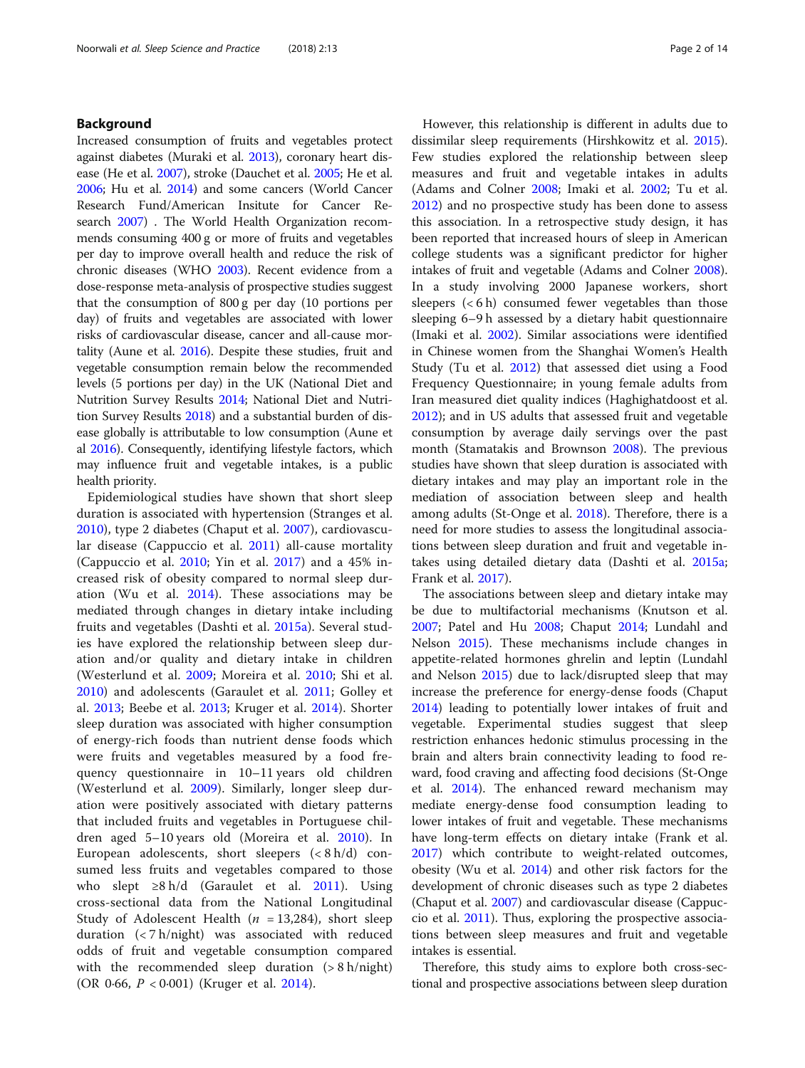## Background

Increased consumption of fruits and vegetables protect against diabetes (Muraki et al. 2013), coronary heart disease (He et al. 2007), stroke (Dauchet et al. 2005; He et al. 2006; Hu et al. 2014) and some cancers (World Cancer Research Fund/American Insitute for Cancer Research 2007) . The World Health Organization recommends consuming 400 g or more of fruits and vegetables per day to improve overall health and reduce the risk of chronic diseases (WHO 2003). Recent evidence from a dose-response meta-analysis of prospective studies suggest that the consumption of 800 g per day (10 portions per day) of fruits and vegetables are associated with lower risks of cardiovascular disease, cancer and all-cause mortality (Aune et al. 2016). Despite these studies, fruit and vegetable consumption remain below the recommended levels (5 portions per day) in the UK (National Diet and Nutrition Survey Results 2014; National Diet and Nutrition Survey Results 2018) and a substantial burden of disease globally is attributable to low consumption (Aune et al 2016). Consequently, identifying lifestyle factors, which may influence fruit and vegetable intakes, is a public health priority.

Epidemiological studies have shown that short sleep duration is associated with hypertension (Stranges et al. 2010), type 2 diabetes (Chaput et al. 2007), cardiovascular disease (Cappuccio et al. 2011) all-cause mortality (Cappuccio et al. 2010; Yin et al. 2017) and a 45% increased risk of obesity compared to normal sleep duration (Wu et al. 2014). These associations may be mediated through changes in dietary intake including fruits and vegetables (Dashti et al. 2015a). Several studies have explored the relationship between sleep duration and/or quality and dietary intake in children (Westerlund et al. 2009; Moreira et al. 2010; Shi et al. 2010) and adolescents (Garaulet et al. 2011; Golley et al. 2013; Beebe et al. 2013; Kruger et al. 2014). Shorter sleep duration was associated with higher consumption of energy-rich foods than nutrient dense foods which were fruits and vegetables measured by a food frequency questionnaire in 10–11 years old children (Westerlund et al. 2009). Similarly, longer sleep duration were positively associated with dietary patterns that included fruits and vegetables in Portuguese children aged 5–10 years old (Moreira et al. 2010). In European adolescents, short sleepers (< 8 h/d) consumed less fruits and vegetables compared to those who slept ≥8 h/d (Garaulet et al. 2011). Using cross-sectional data from the National Longitudinal Study of Adolescent Health ($n$ = 13,284), short sleep duration (< 7 h/night) was associated with reduced odds of fruit and vegetable consumption compared with the recommended sleep duration (> 8 h/night) (OR 0·66, $P$ < 0·001) (Kruger et al. 2014).

However, this relationship is different in adults due to dissimilar sleep requirements (Hirshkowitz et al. 2015). Few studies explored the relationship between sleep measures and fruit and vegetable intakes in adults (Adams and Colner 2008; Imaki et al. 2002; Tu et al. 2012) and no prospective study has been done to assess this association. In a retrospective study design, it has been reported that increased hours of sleep in American college students was a significant predictor for higher intakes of fruit and vegetable (Adams and Colner 2008). In a study involving 2000 Japanese workers, short sleepers (< 6 h) consumed fewer vegetables than those sleeping 6–9 h assessed by a dietary habit questionnaire (Imaki et al. 2002). Similar associations were identified in Chinese women from the Shanghai Women's Health Study (Tu et al. 2012) that assessed diet using a Food Frequency Questionnaire; in young female adults from Iran measured diet quality indices (Haghighatdoost et al. 2012); and in US adults that assessed fruit and vegetable consumption by average daily servings over the past month (Stamatakis and Brownson 2008). The previous studies have shown that sleep duration is associated with dietary intakes and may play an important role in the mediation of association between sleep and health among adults (St-Onge et al. 2018). Therefore, there is a need for more studies to assess the longitudinal associations between sleep duration and fruit and vegetable intakes using detailed dietary data (Dashti et al. 2015a; Frank et al. 2017).

The associations between sleep and dietary intake may be due to multifactorial mechanisms (Knutson et al. 2007; Patel and Hu 2008; Chaput 2014; Lundahl and Nelson 2015). These mechanisms include changes in appetite-related hormones ghrelin and leptin (Lundahl and Nelson 2015) due to lack/disrupted sleep that may increase the preference for energy-dense foods (Chaput 2014) leading to potentially lower intakes of fruit and vegetable. Experimental studies suggest that sleep restriction enhances hedonic stimulus processing in the brain and alters brain connectivity leading to food reward, food craving and affecting food decisions (St-Onge et al. 2014). The enhanced reward mechanism may mediate energy-dense food consumption leading to lower intakes of fruit and vegetable. These mechanisms have long-term effects on dietary intake (Frank et al. 2017) which contribute to weight-related outcomes, obesity (Wu et al. 2014) and other risk factors for the development of chronic diseases such as type 2 diabetes (Chaput et al. 2007) and cardiovascular disease (Cappuccio et al. 2011). Thus, exploring the prospective associations between sleep measures and fruit and vegetable intakes is essential.

Therefore, this study aims to explore both cross-sectional and prospective associations between sleep duration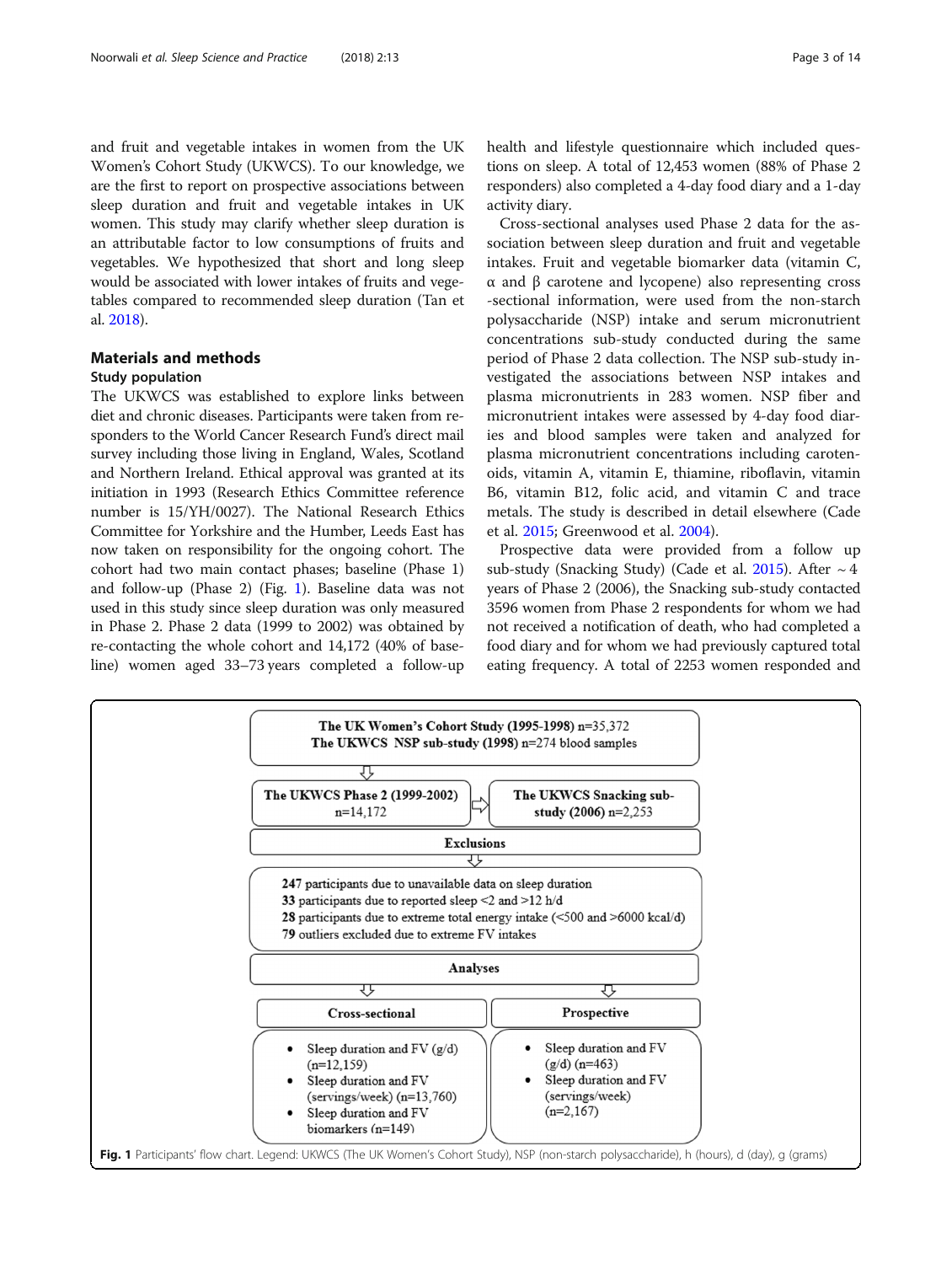and fruit and vegetable intakes in women from the UK Women's Cohort Study (UKWCS). To our knowledge, we are the first to report on prospective associations between sleep duration and fruit and vegetable intakes in UK women. This study may clarify whether sleep duration is an attributable factor to low consumptions of fruits and vegetables. We hypothesized that short and long sleep would be associated with lower intakes of fruits and vegetables compared to recommended sleep duration (Tan et al. 2018).

## Materials and methods

### Study population

The UKWCS was established to explore links between diet and chronic diseases. Participants were taken from responders to the World Cancer Research Fund's direct mail survey including those living in England, Wales, Scotland and Northern Ireland. Ethical approval was granted at its initiation in 1993 (Research Ethics Committee reference number is 15/YH/0027). The National Research Ethics Committee for Yorkshire and the Humber, Leeds East has now taken on responsibility for the ongoing cohort. The cohort had two main contact phases; baseline (Phase 1) and follow-up (Phase 2) (Fig. 1). Baseline data was not used in this study since sleep duration was only measured in Phase 2. Phase 2 data (1999 to 2002) was obtained by re-contacting the whole cohort and 14,172 (40% of baseline) women aged 33–73 years completed a follow-up health and lifestyle questionnaire which included questions on sleep. A total of 12,453 women (88% of Phase 2 responders) also completed a 4-day food diary and a 1-day activity diary.

Cross-sectional analyses used Phase 2 data for the association between sleep duration and fruit and vegetable intakes. Fruit and vegetable biomarker data (vitamin C, α and β carotene and lycopene) also representing cross -sectional information, were used from the non-starch polysaccharide (NSP) intake and serum micronutrient concentrations sub-study conducted during the same period of Phase 2 data collection. The NSP sub-study investigated the associations between NSP intakes and plasma micronutrients in 283 women. NSP fiber and micronutrient intakes were assessed by 4-day food diaries and blood samples were taken and analyzed for plasma micronutrient concentrations including carotenoids, vitamin A, vitamin E, thiamine, riboflavin, vitamin B6, vitamin B12, folic acid, and vitamin C and trace metals. The study is described in detail elsewhere (Cade et al. 2015; Greenwood et al. 2004).

Prospective data were provided from a follow up sub-study (Snacking Study) (Cade et al. 2015). After ~ 4 years of Phase 2 (2006), the Snacking sub-study contacted 3596 women from Phase 2 respondents for whom we had not received a notification of death, who had completed a food diary and for whom we had previously captured total eating frequency. A total of 2253 women responded and

**The UK Women's Cohort Study (1995-1998)** n=35,372
**The UKWCS NSP sub-study (1998)** n=274 blood samples

↓

**The UKWCS Phase 2 (1999-2002)** n=14,172 ⇒ **The UKWCS Snacking sub-study (2006)** n=2,253

**Exclusions**

- **247** participants due to unavailable data on sleep duration
- **33** participants due to reported sleep <2 and >12 h/d
- **28** participants due to extreme total energy intake (<500 and >6000 kcal/d)
- **79** outliers excluded due to extreme FV intakes

**Analyses**

**Cross-sectional**

- Sleep duration and FV (g/d) (n=12,159)
- Sleep duration and FV (servings/week) (n=13,760)
- Sleep duration and FV biomarkers (n=149)

**Prospective**

- Sleep duration and FV (g/d) (n=463)
- Sleep duration and FV (servings/week) (n=2,167)

**Fig. 1** Participants' flow chart. Legend: UKWCS (The UK Women's Cohort Study), NSP (non-starch polysaccharide), h (hours), d (day), g (grams)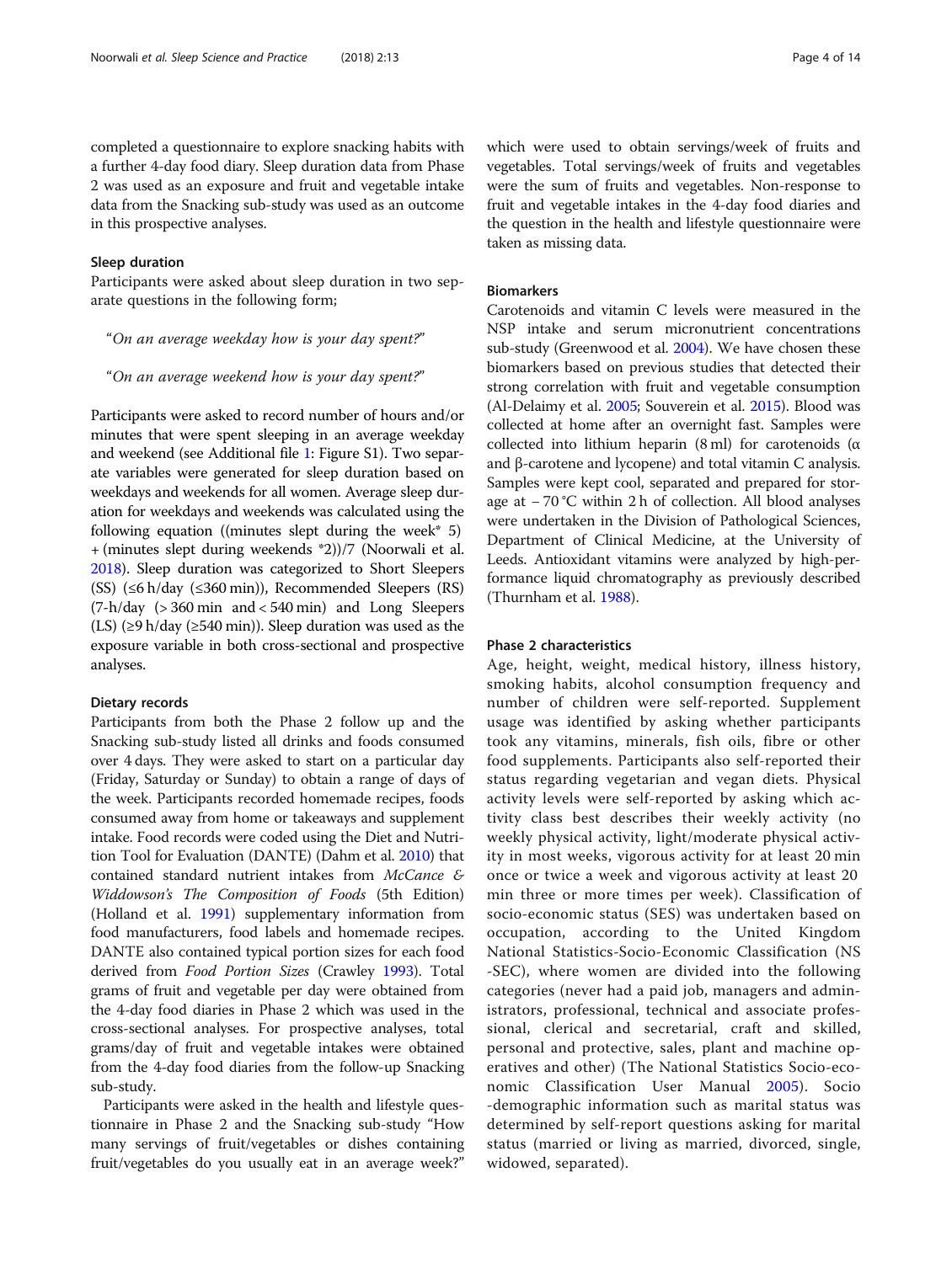completed a questionnaire to explore snacking habits with a further 4-day food diary. Sleep duration data from Phase 2 was used as an exposure and fruit and vegetable intake data from the Snacking sub-study was used as an outcome in this prospective analyses.

### Sleep duration

Participants were asked about sleep duration in two separate questions in the following form;

> "*On an average weekday how is your day spent?*"
>
> "*On an average weekend how is your day spent?*"

Participants were asked to record number of hours and/or minutes that were spent sleeping in an average weekday and weekend (see Additional file 1: Figure S1). Two separate variables were generated for sleep duration based on weekdays and weekends for all women. Average sleep duration for weekdays and weekends was calculated using the following equation ((minutes slept during the week* 5) + (minutes slept during weekends *2))/7 (Noorwali et al. 2018). Sleep duration was categorized to Short Sleepers (SS) (≤6 h/day (≤360 min)), Recommended Sleepers (RS) (7-h/day (> 360 min and < 540 min) and Long Sleepers (LS) (≥9 h/day (≥540 min)). Sleep duration was used as the exposure variable in both cross-sectional and prospective analyses.

### Dietary records

Participants from both the Phase 2 follow up and the Snacking sub-study listed all drinks and foods consumed over 4 days. They were asked to start on a particular day (Friday, Saturday or Sunday) to obtain a range of days of the week. Participants recorded homemade recipes, foods consumed away from home or takeaways and supplement intake. Food records were coded using the Diet and Nutrition Tool for Evaluation (DANTE) (Dahm et al. 2010) that contained standard nutrient intakes from *McCance & Widdowson's The Composition of Foods* (5th Edition) (Holland et al. 1991) supplementary information from food manufacturers, food labels and homemade recipes. DANTE also contained typical portion sizes for each food derived from *Food Portion Sizes* (Crawley 1993). Total grams of fruit and vegetable per day were obtained from the 4-day food diaries in Phase 2 which was used in the cross-sectional analyses. For prospective analyses, total grams/day of fruit and vegetable intakes were obtained from the 4-day food diaries from the follow-up Snacking sub-study.

Participants were asked in the health and lifestyle questionnaire in Phase 2 and the Snacking sub-study "How many servings of fruit/vegetables or dishes containing fruit/vegetables do you usually eat in an average week?" which were used to obtain servings/week of fruits and vegetables. Total servings/week of fruits and vegetables were the sum of fruits and vegetables. Non-response to fruit and vegetable intakes in the 4-day food diaries and the question in the health and lifestyle questionnaire were taken as missing data.

### Biomarkers

Carotenoids and vitamin C levels were measured in the NSP intake and serum micronutrient concentrations sub-study (Greenwood et al. 2004). We have chosen these biomarkers based on previous studies that detected their strong correlation with fruit and vegetable consumption (Al-Delaimy et al. 2005; Souverein et al. 2015). Blood was collected at home after an overnight fast. Samples were collected into lithium heparin (8 ml) for carotenoids (α and β-carotene and lycopene) and total vitamin C analysis. Samples were kept cool, separated and prepared for storage at − 70 °C within 2 h of collection. All blood analyses were undertaken in the Division of Pathological Sciences, Department of Clinical Medicine, at the University of Leeds. Antioxidant vitamins were analyzed by high-performance liquid chromatography as previously described (Thurnham et al. 1988).

### Phase 2 characteristics

Age, height, weight, medical history, illness history, smoking habits, alcohol consumption frequency and number of children were self-reported. Supplement usage was identified by asking whether participants took any vitamins, minerals, fish oils, fibre or other food supplements. Participants also self-reported their status regarding vegetarian and vegan diets. Physical activity levels were self-reported by asking which activity class best describes their weekly activity (no weekly physical activity, light/moderate physical activity in most weeks, vigorous activity for at least 20 min once or twice a week and vigorous activity at least 20 min three or more times per week). Classification of socio-economic status (SES) was undertaken based on occupation, according to the United Kingdom National Statistics-Socio-Economic Classification (NS-SEC), where women are divided into the following categories (never had a paid job, managers and administrators, professional, technical and associate professional, clerical and secretarial, craft and skilled, personal and protective, sales, plant and machine operatives and other) (The National Statistics Socio-economic Classification User Manual 2005). Socio-demographic information such as marital status was determined by self-report questions asking for marital status (married or living as married, divorced, single, widowed, separated).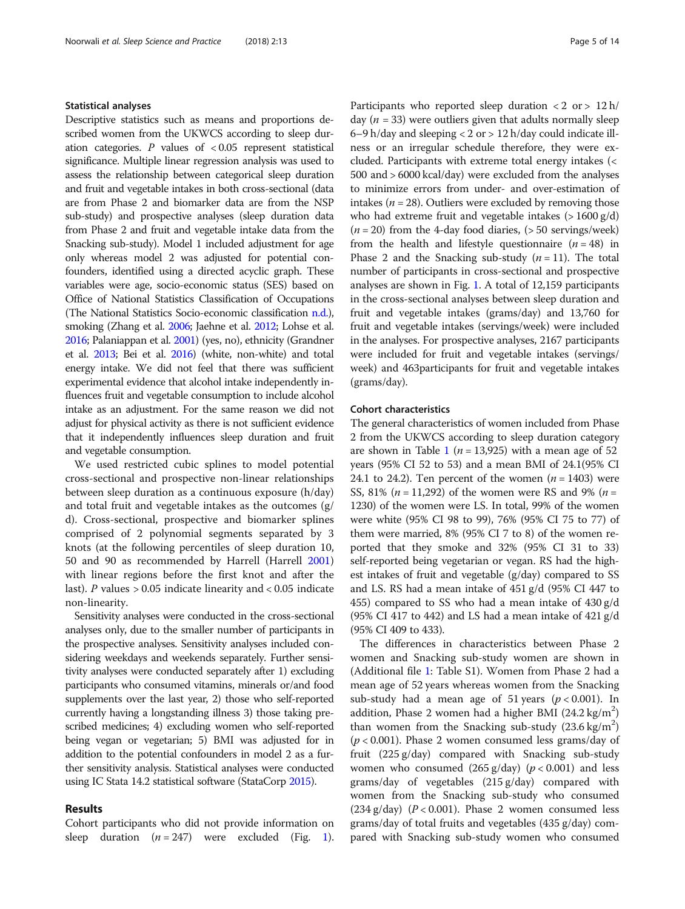### Statistical analyses

Descriptive statistics such as means and proportions described women from the UKWCS according to sleep duration categories. $P$ values of $< 0.05$ represent statistical significance. Multiple linear regression analysis was used to assess the relationship between categorical sleep duration and fruit and vegetable intakes in both cross-sectional (data are from Phase 2 and biomarker data are from the NSP sub-study) and prospective analyses (sleep duration data from Phase 2 and fruit and vegetable intake data from the Snacking sub-study). Model 1 included adjustment for age only whereas model 2 was adjusted for potential confounders, identified using a directed acyclic graph. These variables were age, socio-economic status (SES) based on Office of National Statistics Classification of Occupations (The National Statistics Socio-economic classification n.d.), smoking (Zhang et al. 2006; Jaehne et al. 2012; Lohse et al. 2016; Palaniappan et al. 2001) (yes, no), ethnicity (Grandner et al. 2013; Bei et al. 2016) (white, non-white) and total energy intake. We did not feel that there was sufficient experimental evidence that alcohol intake independently influences fruit and vegetable consumption to include alcohol intake as an adjustment. For the same reason we did not adjust for physical activity as there is not sufficient evidence that it independently influences sleep duration and fruit and vegetable consumption.

We used restricted cubic splines to model potential cross-sectional and prospective non-linear relationships between sleep duration as a continuous exposure (h/day) and total fruit and vegetable intakes as the outcomes (g/d). Cross-sectional, prospective and biomarker splines comprised of 2 polynomial segments separated by 3 knots (at the following percentiles of sleep duration 10, 50 and 90 as recommended by Harrell (Harrell 2001) with linear regions before the first knot and after the last). $P$ values $> 0.05$ indicate linearity and $< 0.05$ indicate non-linearity.

Sensitivity analyses were conducted in the cross-sectional analyses only, due to the smaller number of participants in the prospective analyses. Sensitivity analyses included considering weekdays and weekends separately. Further sensitivity analyses were conducted separately after 1) excluding participants who consumed vitamins, minerals or/and food supplements over the last year, 2) those who self-reported currently having a longstanding illness 3) those taking prescribed medicines; 4) excluding women who self-reported being vegan or vegetarian; 5) BMI was adjusted for in addition to the potential confounders in model 2 as a further sensitivity analysis. Statistical analyses were conducted using IC Stata 14.2 statistical software (StataCorp 2015).

## Results

Cohort participants who did not provide information on sleep duration ($n = 247$) were excluded (Fig. 1). Participants who reported sleep duration $< 2$ or $> 12$ h/day ($n = 33$) were outliers given that adults normally sleep 6–9 h/day and sleeping $< 2$ or $> 12$ h/day could indicate illness or an irregular schedule therefore, they were excluded. Participants with extreme total energy intakes ($<$ 500 and $>$ 6000 kcal/day) were excluded from the analyses to minimize errors from under- and over-estimation of intakes ($n = 28$). Outliers were excluded by removing those who had extreme fruit and vegetable intakes ($>$ 1600 g/d) ($n = 20$) from the 4-day food diaries, ($>$ 50 servings/week) from the health and lifestyle questionnaire ($n = 48$) in Phase 2 and the Snacking sub-study ($n = 11$). The total number of participants in cross-sectional and prospective analyses are shown in Fig. 1. A total of 12,159 participants in the cross-sectional analyses between sleep duration and fruit and vegetable intakes (grams/day) and 13,760 for fruit and vegetable intakes (servings/week) were included in the analyses. For prospective analyses, 2167 participants were included for fruit and vegetable intakes (servings/week) and 463participants for fruit and vegetable intakes (grams/day).

### Cohort characteristics

The general characteristics of women included from Phase 2 from the UKWCS according to sleep duration category are shown in Table 1 ($n = 13,925$) with a mean age of 52 years (95% CI 52 to 53) and a mean BMI of 24.1(95% CI 24.1 to 24.2). Ten percent of the women ($n = 1403$) were SS, 81% ($n = 11,292$) of the women were RS and 9% ($n =$ 1230) of the women were LS. In total, 99% of the women were white (95% CI 98 to 99), 76% (95% CI 75 to 77) of them were married, 8% (95% CI 7 to 8) of the women reported that they smoke and 32% (95% CI 31 to 33) self-reported being vegetarian or vegan. RS had the highest intakes of fruit and vegetable (g/day) compared to SS and LS. RS had a mean intake of 451 g/d (95% CI 447 to 455) compared to SS who had a mean intake of 430 g/d (95% CI 417 to 442) and LS had a mean intake of 421 g/d (95% CI 409 to 433).

The differences in characteristics between Phase 2 women and Snacking sub-study women are shown in (Additional file 1: Table S1). Women from Phase 2 had a mean age of 52 years whereas women from the Snacking sub-study had a mean age of 51 years ($p < 0.001$). In addition, Phase 2 women had a higher BMI (24.2 kg/m$^2$) than women from the Snacking sub-study (23.6 kg/m$^2$) ($p < 0.001$). Phase 2 women consumed less grams/day of fruit (225 g/day) compared with Snacking sub-study women who consumed (265 g/day) ($p < 0.001$) and less grams/day of vegetables (215 g/day) compared with women from the Snacking sub-study who consumed (234 g/day) ($P < 0.001$). Phase 2 women consumed less grams/day of total fruits and vegetables (435 g/day) compared with Snacking sub-study women who consumed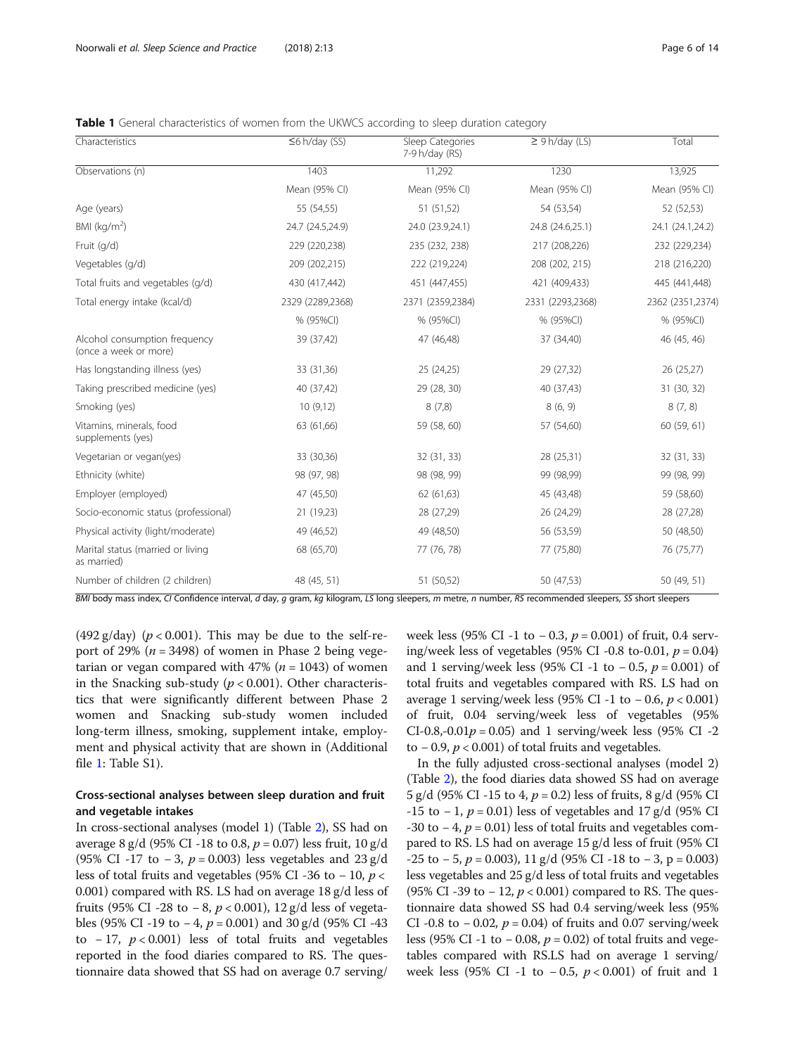**Table 1** General characteristics of women from the UKWCS according to sleep duration category

| Characteristics | ≤6 h/day (SS) | Sleep Categories 7-9 h/day (RS) | ≥ 9 h/day (LS) | Total |
|---|---|---|---|---|
| Observations (n) | 1403 | 11,292 | 1230 | 13,925 |
| | Mean (95% CI) | Mean (95% CI) | Mean (95% CI) | Mean (95% CI) |
| Age (years) | 55 (54,55) | 51 (51,52) | 54 (53,54) | 52 (52,53) |
| BMI (kg/m$^2$) | 24.7 (24.5,24.9) | 24.0 (23.9,24.1) | 24.8 (24.6,25.1) | 24.1 (24.1,24.2) |
| Fruit (g/d) | 229 (220,238) | 235 (232, 238) | 217 (208,226) | 232 (229,234) |
| Vegetables (g/d) | 209 (202,215) | 222 (219,224) | 208 (202, 215) | 218 (216,220) |
| Total fruits and vegetables (g/d) | 430 (417,442) | 451 (447,455) | 421 (409,433) | 445 (441,448) |
| Total energy intake (kcal/d) | 2329 (2289,2368) | 2371 (2359,2384) | 2331 (2293,2368) | 2362 (2351,2374) |
| | % (95%CI) | % (95%CI) | % (95%CI) | % (95%CI) |
| Alcohol consumption frequency (once a week or more) | 39 (37,42) | 47 (46,48) | 37 (34,40) | 46 (45, 46) |
| Has longstanding illness (yes) | 33 (31,36) | 25 (24,25) | 29 (27,32) | 26 (25,27) |
| Taking prescribed medicine (yes) | 40 (37,42) | 29 (28, 30) | 40 (37,43) | 31 (30, 32) |
| Smoking (yes) | 10 (9,12) | 8 (7,8) | 8 (6, 9) | 8 (7, 8) |
| Vitamins, minerals, food supplements (yes) | 63 (61,66) | 59 (58, 60) | 57 (54,60) | 60 (59, 61) |
| Vegetarian or vegan(yes) | 33 (30,36) | 32 (31, 33) | 28 (25,31) | 32 (31, 33) |
| Ethnicity (white) | 98 (97, 98) | 98 (98, 99) | 99 (98,99) | 99 (98, 99) |
| Employer (employed) | 47 (45,50) | 62 (61,63) | 45 (43,48) | 59 (58,60) |
| Socio-economic status (professional) | 21 (19,23) | 28 (27,29) | 26 (24,29) | 28 (27,28) |
| Physical activity (light/moderate) | 49 (46,52) | 49 (48,50) | 56 (53,59) | 50 (48,50) |
| Marital status (married or living as married) | 68 (65,70) | 77 (76, 78) | 77 (75,80) | 76 (75,77) |
| Number of children (2 children) | 48 (45, 51) | 51 (50,52) | 50 (47,53) | 50 (49, 51) |

*BMI* body mass index, *CI* Confidence interval, *d* day, *g* gram, *kg* kilogram, *LS* long sleepers, *m* metre, *n* number, *RS* recommended sleepers, *SS* short sleepers

(492 g/day) ($p < 0.001$). This may be due to the self-report of 29% ($n = 3498$) of women in Phase 2 being vegetarian or vegan compared with 47% ($n = 1043$) of women in the Snacking sub-study ($p < 0.001$). Other characteristics that were significantly different between Phase 2 women and Snacking sub-study women included long-term illness, smoking, supplement intake, employment and physical activity that are shown in (Additional file 1: Table S1).

### Cross-sectional analyses between sleep duration and fruit and vegetable intakes

In cross-sectional analyses (model 1) (Table 2), SS had on average 8 g/d (95% CI -18 to 0.8, $p = 0.07$) less fruit, 10 g/d (95% CI -17 to − 3, $p = 0.003$) less vegetables and 23 g/d less of total fruits and vegetables (95% CI -36 to − 10, $p < 0.001$) compared with RS. LS had on average 18 g/d less of fruits (95% CI -28 to − 8, $p < 0.001$), 12 g/d less of vegetables (95% CI -19 to − 4, $p = 0.001$) and 30 g/d (95% CI -43 to − 17, $p < 0.001$) less of total fruits and vegetables reported in the food diaries compared to RS. The questionnaire data showed that SS had on average 0.7 serving/week less (95% CI -1 to − 0.3, $p = 0.001$) of fruit, 0.4 serving/week less of vegetables (95% CI -0.8 to-0.01, $p = 0.04$) and 1 serving/week less (95% CI -1 to − 0.5, $p = 0.001$) of total fruits and vegetables compared with RS. LS had on average 1 serving/week less (95% CI -1 to − 0.6, $p < 0.001$) of fruit, 0.04 serving/week less of vegetables (95% CI-0.8,-0.01$p = 0.05$) and 1 serving/week less (95% CI -2 to − 0.9, $p < 0.001$) of total fruits and vegetables.

In the fully adjusted cross-sectional analyses (model 2) (Table 2), the food diaries data showed SS had on average 5 g/d (95% CI -15 to 4, $p = 0.2$) less of fruits, 8 g/d (95% CI -15 to − 1, $p = 0.01$) less of vegetables and 17 g/d (95% CI -30 to − 4, $p = 0.01$) less of total fruits and vegetables compared to RS. LS had on average 15 g/d less of fruit (95% CI -25 to − 5, $p = 0.003$), 11 g/d (95% CI -18 to − 3, $p = 0.003$) less vegetables and 25 g/d less of total fruits and vegetables (95% CI -39 to − 12, $p < 0.001$) compared to RS. The questionnaire data showed SS had 0.4 serving/week less (95% CI -0.8 to − 0.02, $p = 0.04$) of fruits and 0.07 serving/week less (95% CI -1 to − 0.08, $p = 0.02$) of total fruits and vegetables compared with RS.LS had on average 1 serving/week less (95% CI -1 to − 0.5, $p < 0.001$) of fruit and 1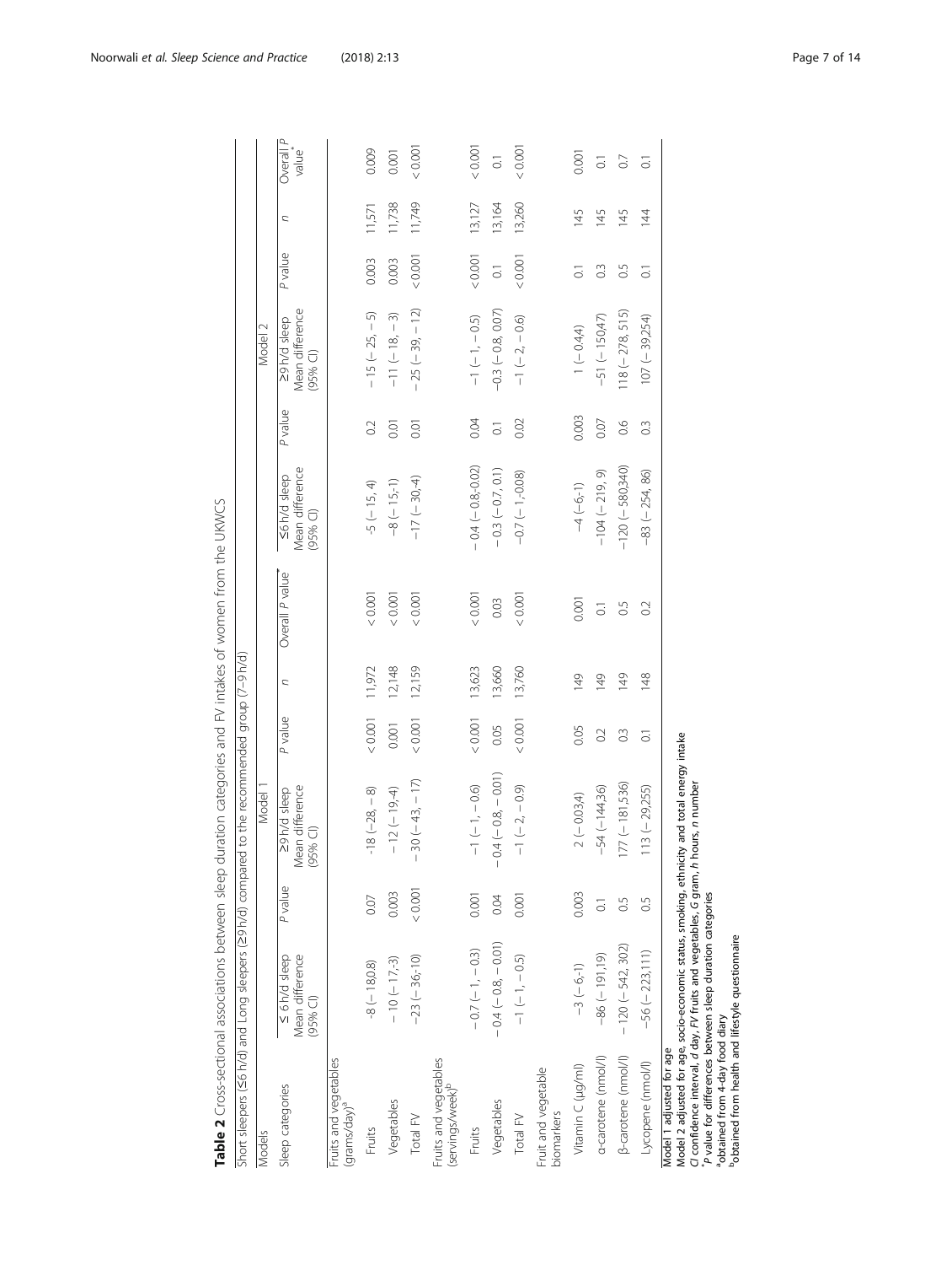**Table 2** Cross-sectional associations between sleep duration categories and FV intakes of women from the UKWCS

| Short sleepers (≤6 h/d) and Long sleepers (≥9 h/d) compared to the recommended group (7–9 h/d) | | | | | | | | | | | | | |
|---|---|---|---|---|---|---|---|---|---|---|---|---|---|
| Models | Model 1 | | | | | | Model 2 | | | | | | |
| Sleep categories | ≤ 6 h/d sleep Mean difference (95% CI) | P value | ≥9 h/d sleep Mean difference (95% CI) | P value | n | Overall P value | ≤6 h/d sleep Mean difference (95% CI) | P value | ≥9 h/d sleep Mean difference (95% CI) | P value | n | Overall P value* |
| Fruits and vegetables (grams/day)[a] | | | | | | | | | | | | |
| Fruits | -8 (− 18,0.8) | 0.07 | -18 (−28, − 8) | < 0.001 | 11,972 | < 0.001 | -5 (− 15, 4) | 0.2 | − 15 (− 25, − 5) | 0.003 | 11,571 | 0.009 |
| Vegetables | − 10 (− 17,-3) | 0.003 | − 12 (− 19,-4) | 0.001 | 12,148 | < 0.001 | -8 (− 15,-1) | 0.01 | −11 (− 18, − 3) | 0.003 | 11,738 | 0.001 |
| Total FV | -23 (− 36,-10) | < 0.001 | − 30 (− 43, − 17) | < 0.001 | 12,159 | < 0.001 | -17 (− 30,-4) | 0.01 | − 25 (− 39, − 12) | < 0.001 | 11,749 | < 0.001 |
| Fruits and vegetables (servings/week)[b] | | | | | | | | | | | | |
| Fruits | − 0.7 (− 1, − 0.3) | 0.001 | −1 (− 1, − 0.6) | < 0.001 | 13,623 | < 0.001 | − 0.4 (− 0.8,-0.02) | 0.04 | −1 (− 1, − 0.5) | < 0.001 | 13,127 | < 0.001 |
| Vegetables | − 0.4 (− 0.8, − 0.01) | 0.04 | − 0.4 (− 0.8, − 0.01) | 0.05 | 13,660 | 0.03 | − 0.3 (− 0.7, 0.1) | 0.1 | -0.3 (− 0.8, 0.07) | 0.1 | 13,164 | 0.1 |
| Total FV | −1 (− 1, − 0.5) | 0.001 | −1 (− 2, − 0.9) | < 0.001 | 13,760 | < 0.001 | -0.7 (− 1,-0.08) | 0.02 | −1 (− 2, − 0.6) | < 0.001 | 13,260 | < 0.001 |
| Fruit and vegetable biomarkers | | | | | | | | | | | | |
| Vitamin C (μg/ml) | −3 (− 6,-1) | 0.003 | 2 (− 0.03,4) | 0.05 | 149 | 0.001 | −4 (−6,-1) | 0.003 | 1 (− 0.4,4) | 0.1 | 145 | 0.001 |
| α-carotene (nmol/l) | -86 (− 191,19) | 0.1 | -54 (−144,36) | 0.2 | 149 | 0.1 | −104 (− 219, 9) | 0.07 | -51 (− 150,47) | 0.3 | 145 | 0.1 |
| β-carotene (nmol/l) | − 120 (− 542, 302) | 0.5 | 177 (− 181,536) | 0.3 | 149 | 0.5 | −120 (− 580,340) | 0.6 | 118 (− 278, 515) | 0.5 | 145 | 0.7 |
| Lycopene (nmol/l) | -56 (− 223,111) | 0.5 | 113 (− 29,255) | 0.1 | 148 | 0.2 | -83 (− 254, 86) | 0.3 | 107 (− 39,254) | 0.1 | 144 | 0.1 |

Model 1 adjusted for age
Model 2 adjusted for age, socio-economic status, smoking, ethnicity and total energy intake
*CI* confidence interval, *d* day, *FV* fruits and vegetables, *G* gram, *h* hours, *n* number
*P value for differences between sleep duration categories
[a]obtained from 4-day food diary
[b]obtained from health and lifestyle questionnaire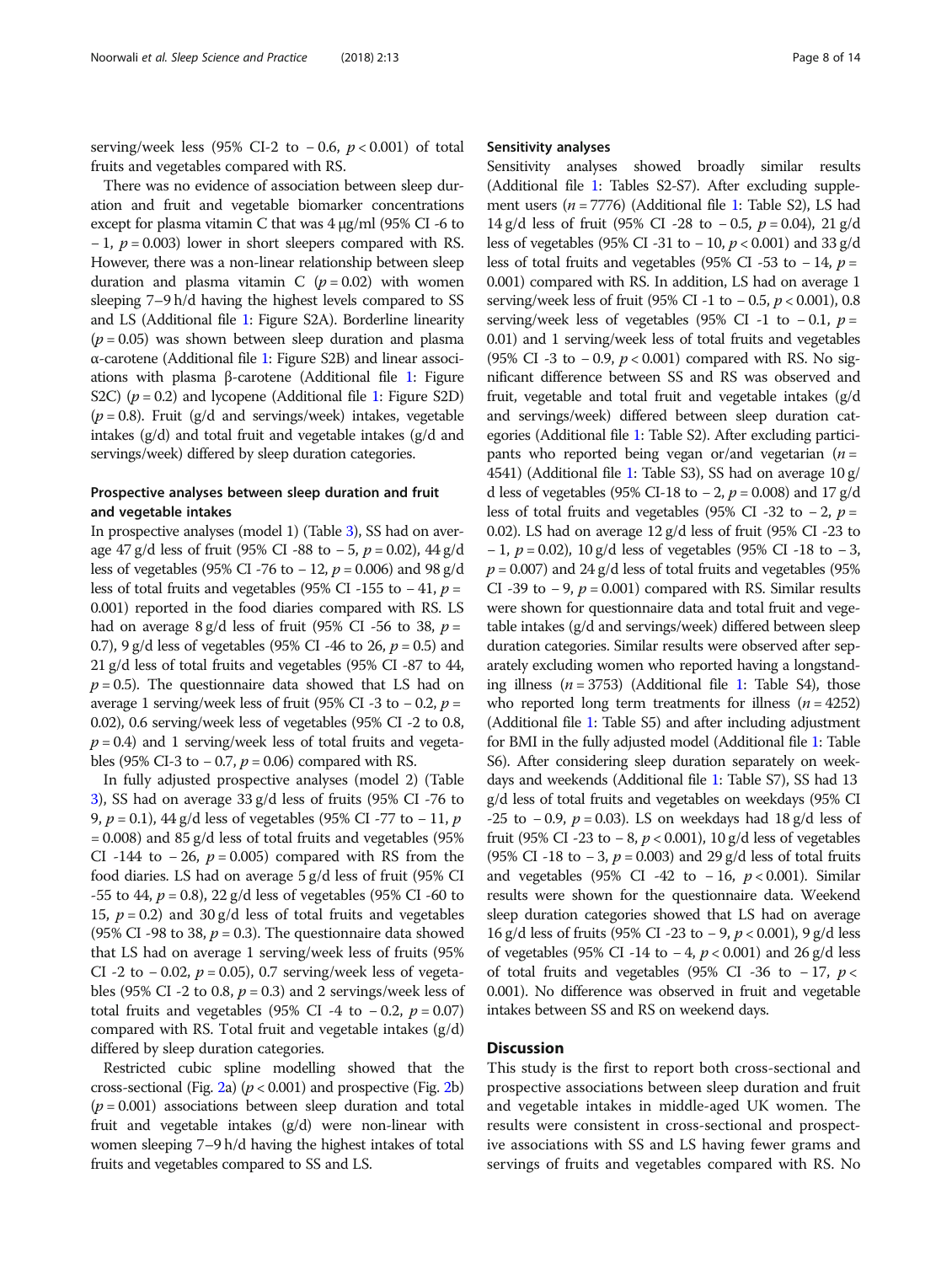serving/week less (95% CI-2 to − 0.6, $p < 0.001$) of total fruits and vegetables compared with RS.

There was no evidence of association between sleep duration and fruit and vegetable biomarker concentrations except for plasma vitamin C that was 4 μg/ml (95% CI -6 to − 1, $p = 0.003$) lower in short sleepers compared with RS. However, there was a non-linear relationship between sleep duration and plasma vitamin C ($p = 0.02$) with women sleeping 7–9 h/d having the highest levels compared to SS and LS (Additional file 1: Figure S2A). Borderline linearity ($p = 0.05$) was shown between sleep duration and plasma α-carotene (Additional file 1: Figure S2B) and linear associations with plasma β-carotene (Additional file 1: Figure S2C) ($p = 0.2$) and lycopene (Additional file 1: Figure S2D) ($p = 0.8$). Fruit (g/d and servings/week) intakes, vegetable intakes (g/d) and total fruit and vegetable intakes (g/d and servings/week) differed by sleep duration categories.

### Prospective analyses between sleep duration and fruit and vegetable intakes

In prospective analyses (model 1) (Table 3), SS had on average 47 g/d less of fruit (95% CI -88 to − 5, $p = 0.02$), 44 g/d less of vegetables (95% CI -76 to − 12, $p = 0.006$) and 98 g/d less of total fruits and vegetables (95% CI -155 to − 41, $p = 0.001$) reported in the food diaries compared with RS. LS had on average 8 g/d less of fruit (95% CI -56 to 38, $p = 0.7$), 9 g/d less of vegetables (95% CI -46 to 26, $p = 0.5$) and 21 g/d less of total fruits and vegetables (95% CI -87 to 44, $p = 0.5$). The questionnaire data showed that LS had on average 1 serving/week less of fruit (95% CI -3 to − 0.2, $p = 0.02$), 0.6 serving/week less of vegetables (95% CI -2 to 0.8, $p = 0.4$) and 1 serving/week less of total fruits and vegetables (95% CI-3 to − 0.7, $p = 0.06$) compared with RS.

In fully adjusted prospective analyses (model 2) (Table 3), SS had on average 33 g/d less of fruits (95% CI -76 to 9, $p = 0.1$), 44 g/d less of vegetables (95% CI -77 to − 11, $p = 0.008$) and 85 g/d less of total fruits and vegetables (95% CI -144 to − 26, $p = 0.005$) compared with RS from the food diaries. LS had on average 5 g/d less of fruit (95% CI -55 to 44, $p = 0.8$), 22 g/d less of vegetables (95% CI -60 to 15, $p = 0.2$) and 30 g/d less of total fruits and vegetables (95% CI -98 to 38, $p = 0.3$). The questionnaire data showed that LS had on average 1 serving/week less of fruits (95% CI -2 to − 0.02, $p = 0.05$), 0.7 serving/week less of vegetables (95% CI -2 to 0.8, $p = 0.3$) and 2 servings/week less of total fruits and vegetables (95% CI -4 to − 0.2, $p = 0.07$) compared with RS. Total fruit and vegetable intakes (g/d) differed by sleep duration categories.

Restricted cubic spline modelling showed that the cross-sectional (Fig. 2a) ($p < 0.001$) and prospective (Fig. 2b) ($p = 0.001$) associations between sleep duration and total fruit and vegetable intakes (g/d) were non-linear with women sleeping 7–9 h/d having the highest intakes of total fruits and vegetables compared to SS and LS.

### Sensitivity analyses

Sensitivity analyses showed broadly similar results (Additional file 1: Tables S2-S7). After excluding supplement users ($n = 7776$) (Additional file 1: Table S2), LS had 14 g/d less of fruit (95% CI -28 to − 0.5, $p = 0.04$), 21 g/d less of vegetables (95% CI -31 to − 10, $p < 0.001$) and 33 g/d less of total fruits and vegetables (95% CI -53 to − 14, $p = 0.001$) compared with RS. In addition, LS had on average 1 serving/week less of fruit (95% CI -1 to − 0.5, $p < 0.001$), 0.8 serving/week less of vegetables (95% CI -1 to − 0.1, $p = 0.01$) and 1 serving/week less of total fruits and vegetables (95% CI -3 to − 0.9, $p < 0.001$) compared with RS. No significant difference between SS and RS was observed and fruit, vegetable and total fruit and vegetable intakes (g/d and servings/week) differed between sleep duration categories (Additional file 1: Table S2). After excluding participants who reported being vegan or/and vegetarian ($n = 4541$) (Additional file 1: Table S3), SS had on average 10 g/d less of vegetables (95% CI-18 to − 2, $p = 0.008$) and 17 g/d less of total fruits and vegetables (95% CI -32 to − 2, $p = 0.02$). LS had on average 12 g/d less of fruit (95% CI -23 to − 1, $p = 0.02$), 10 g/d less of vegetables (95% CI -18 to − 3, $p = 0.007$) and 24 g/d less of total fruits and vegetables (95% CI -39 to − 9, $p = 0.001$) compared with RS. Similar results were shown for questionnaire data and total fruit and vegetable intakes (g/d and servings/week) differed between sleep duration categories. Similar results were observed after separately excluding women who reported having a longstanding illness ($n = 3753$) (Additional file 1: Table S4), those who reported long term treatments for illness ($n = 4252$) (Additional file 1: Table S5) and after including adjustment for BMI in the fully adjusted model (Additional file 1: Table S6). After considering sleep duration separately on weekdays and weekends (Additional file 1: Table S7), SS had 13 g/d less of total fruits and vegetables on weekdays (95% CI -25 to − 0.9, $p = 0.03$). LS on weekdays had 18 g/d less of fruit (95% CI -23 to − 8, $p < 0.001$), 10 g/d less of vegetables (95% CI -18 to − 3, $p = 0.003$) and 29 g/d less of total fruits and vegetables (95% CI -42 to − 16, $p < 0.001$). Similar results were shown for the questionnaire data. Weekend sleep duration categories showed that LS had on average 16 g/d less of fruits (95% CI -23 to − 9, $p < 0.001$), 9 g/d less of vegetables (95% CI -14 to − 4, $p < 0.001$) and 26 g/d less of total fruits and vegetables (95% CI -36 to − 17, $p < 0.001$). No difference was observed in fruit and vegetable intakes between SS and RS on weekend days.

## Discussion

This study is the first to report both cross-sectional and prospective associations between sleep duration and fruit and vegetable intakes in middle-aged UK women. The results were consistent in cross-sectional and prospective associations with SS and LS having fewer grams and servings of fruits and vegetables compared with RS. No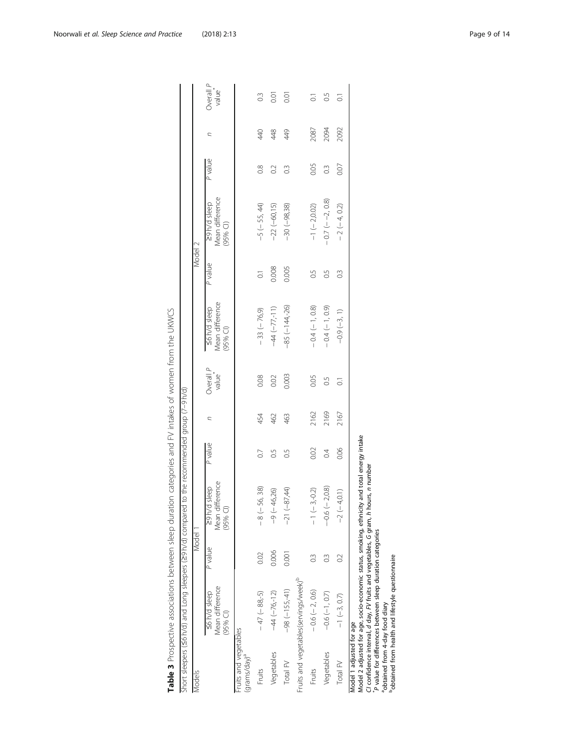**Table 3** Prospective associations between sleep duration categories and FV intakes of women from the UKWCS

Short sleepers (≤6 h/d) and Long sleepers (≥9 h/d) compared to the recommended group (7–9 h/d)

| Models | Model 1 | | | | | | Model 2 | | | | | |
|---|---|---|---|---|---|---|---|---|---|---|---|---|
| | ≤6 h/d sleep Mean difference (95% CI) | P value | ≥9 h/d sleep Mean difference (95% CI) | P value | n | Overall P value* | ≤6 h/d sleep Mean difference (95% CI) | P value | ≥9 h/d sleep Mean difference (95% CI) | P value | n | Overall P value* |
| Fruits and vegetables (grams/day)[a] | | | | | | | | | | | | |
| Fruits | − 47 (− 88,-5) | 0.02 | − 8 (− 56, 38) | 0.7 | 454 | 0.08 | − 33 (− 76,9) | 0.1 | −5 (− 55, 44) | 0.8 | 440 | 0.3 |
| Vegetables | −44 (−76,-12) | 0.006 | −9 (− 46,26) | 0.5 | 462 | 0.02 | −44 (−77,-11) | 0.008 | −22 (−60,15) | 0.2 | 448 | 0.01 |
| Total FV | −98 (−155,-41) | 0.001 | −21 (−87,44) | 0.5 | 463 | 0.003 | −85 (−144,-26) | 0.005 | −30 (−98,38) | 0.3 | 449 | 0.01 |
| Fruits and vegetables(servings/week)[b] | | | | | | | | | | | | |
| Fruits | −0.6 (− 2, 0.6) | 0.3 | −1 (− 3,-0.2) | 0.02 | 2162 | 0.05 | −0.4 (− 1, 0.8) | 0.5 | −1 (− 2,0.02) | 0.05 | 2087 | 0.1 |
| Vegetables | −0.6 (−1, 0.7) | 0.3 | −0.6 (− 2,0.8) | 0.4 | 2169 | 0.5 | −0.4 (− 1, 0.9) | 0.5 | −0.7 (− −2, 0.8) | 0.3 | 2094 | 0.5 |
| Total FV | −1 (−3, 0.7) | 0.2 | −2 (− 4,0.1) | 0.06 | 2167 | 0.1 | −0.9 (−3, 1) | 0.3 | −2 (− 4, 0.2) | 0.07 | 2092 | 0.1 |

Model 1 adjusted for age
Model 2 adjusted for age, socio-economic status, smoking, ethnicity and total energy intake
*CI* confidence interval, *d* day, *FV* fruits and vegetables, *G* gram, *h* hours, *n* number
*P value for differences between sleep duration categories
[a]obtained from 4-day food diary
[b]obtained from health and lifestyle questionnaire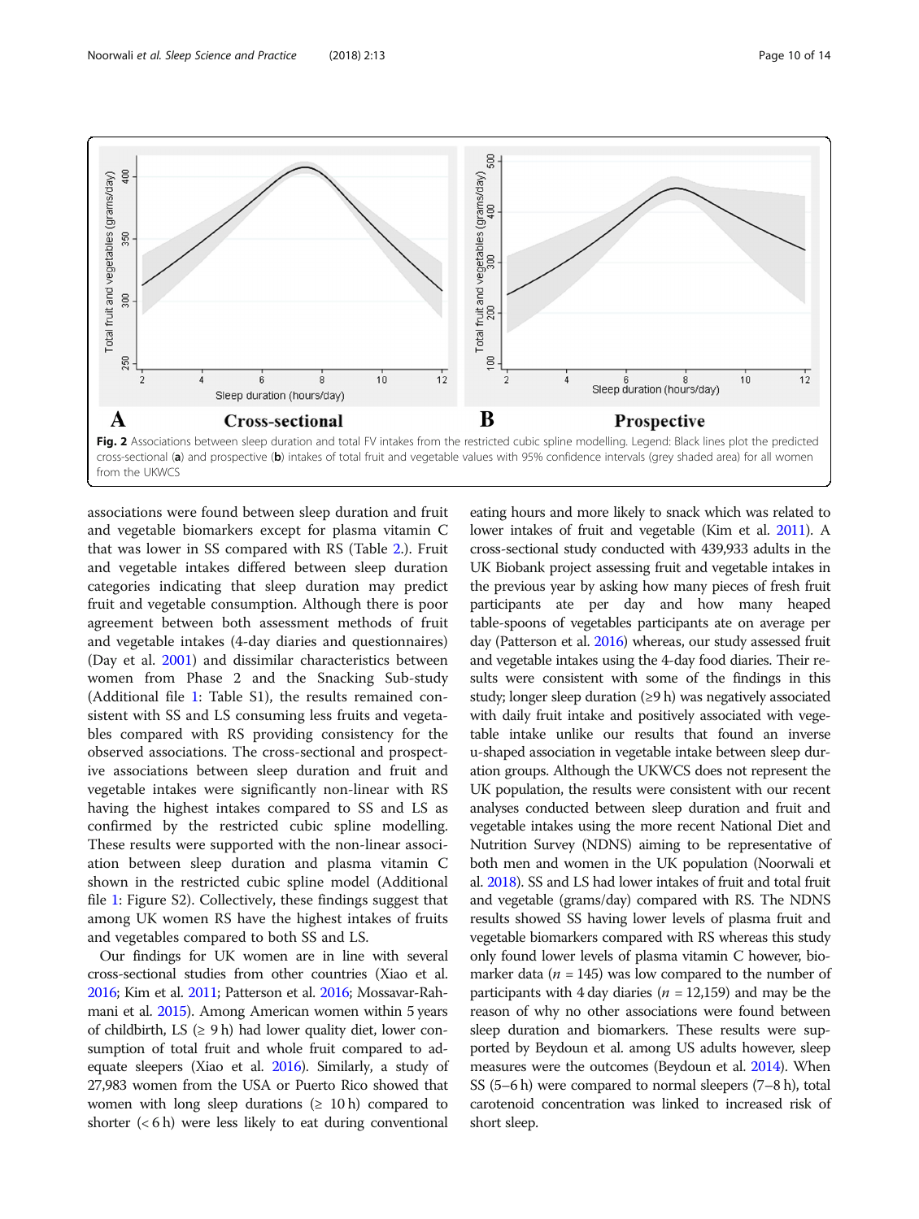Fig. 2 Associations between sleep duration and total FV intakes from the restricted cubic spline modelling. Legend: Black lines plot the predicted cross-sectional (**a**) and prospective (**b**) intakes of total fruit and vegetable values with 95% confidence intervals (grey shaded area) for all women from the UKWCS

associations were found between sleep duration and fruit and vegetable biomarkers except for plasma vitamin C that was lower in SS compared with RS (Table 2.). Fruit and vegetable intakes differed between sleep duration categories indicating that sleep duration may predict fruit and vegetable consumption. Although there is poor agreement between both assessment methods of fruit and vegetable intakes (4-day diaries and questionnaires) (Day et al. 2001) and dissimilar characteristics between women from Phase 2 and the Snacking Sub-study (Additional file 1: Table S1), the results remained consistent with SS and LS consuming less fruits and vegetables compared with RS providing consistency for the observed associations. The cross-sectional and prospective associations between sleep duration and fruit and vegetable intakes were significantly non-linear with RS having the highest intakes compared to SS and LS as confirmed by the restricted cubic spline modelling. These results were supported with the non-linear association between sleep duration and plasma vitamin C shown in the restricted cubic spline model (Additional file 1: Figure S2). Collectively, these findings suggest that among UK women RS have the highest intakes of fruits and vegetables compared to both SS and LS.

Our findings for UK women are in line with several cross-sectional studies from other countries (Xiao et al. 2016; Kim et al. 2011; Patterson et al. 2016; Mossavar-Rahmani et al. 2015). Among American women within 5 years of childbirth, LS (≥ 9 h) had lower quality diet, lower consumption of total fruit and whole fruit compared to adequate sleepers (Xiao et al. 2016). Similarly, a study of 27,983 women from the USA or Puerto Rico showed that women with long sleep durations (≥ 10 h) compared to shorter (< 6 h) were less likely to eat during conventional eating hours and more likely to snack which was related to lower intakes of fruit and vegetable (Kim et al. 2011). A cross-sectional study conducted with 439,933 adults in the UK Biobank project assessing fruit and vegetable intakes in the previous year by asking how many pieces of fresh fruit participants ate per day and how many heaped table-spoons of vegetables participants ate on average per day (Patterson et al. 2016) whereas, our study assessed fruit and vegetable intakes using the 4-day food diaries. Their results were consistent with some of the findings in this study; longer sleep duration (≥9 h) was negatively associated with daily fruit intake and positively associated with vegetable intake unlike our results that found an inverse u-shaped association in vegetable intake between sleep duration groups. Although the UKWCS does not represent the UK population, the results were consistent with our recent analyses conducted between sleep duration and fruit and vegetable intakes using the more recent National Diet and Nutrition Survey (NDNS) aiming to be representative of both men and women in the UK population (Noorwali et al. 2018). SS and LS had lower intakes of fruit and total fruit and vegetable (grams/day) compared with RS. The NDNS results showed SS having lower levels of plasma fruit and vegetable biomarkers compared with RS whereas this study only found lower levels of plasma vitamin C however, biomarker data ($n$ = 145) was low compared to the number of participants with 4 day diaries ($n$ = 12,159) and may be the reason of why no other associations were found between sleep duration and biomarkers. These results were supported by Beydoun et al. among US adults however, sleep measures were the outcomes (Beydoun et al. 2014). When SS (5–6 h) were compared to normal sleepers (7–8 h), total carotenoid concentration was linked to increased risk of short sleep.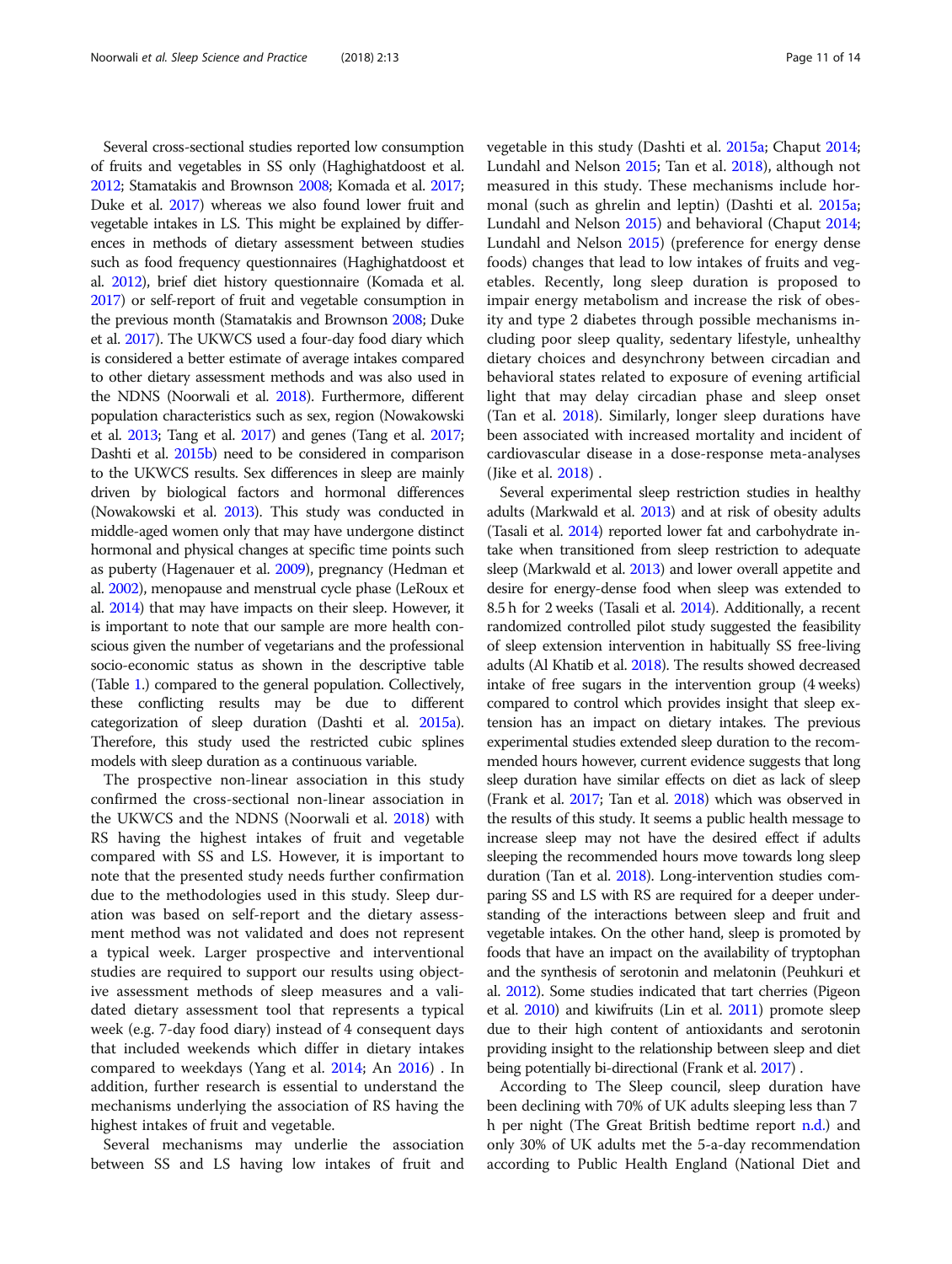Several cross-sectional studies reported low consumption of fruits and vegetables in SS only (Haghighatdoost et al. 2012; Stamatakis and Brownson 2008; Komada et al. 2017; Duke et al. 2017) whereas we also found lower fruit and vegetable intakes in LS. This might be explained by differences in methods of dietary assessment between studies such as food frequency questionnaires (Haghighatdoost et al. 2012), brief diet history questionnaire (Komada et al. 2017) or self-report of fruit and vegetable consumption in the previous month (Stamatakis and Brownson 2008; Duke et al. 2017). The UKWCS used a four-day food diary which is considered a better estimate of average intakes compared to other dietary assessment methods and was also used in the NDNS (Noorwali et al. 2018). Furthermore, different population characteristics such as sex, region (Nowakowski et al. 2013; Tang et al. 2017) and genes (Tang et al. 2017; Dashti et al. 2015b) need to be considered in comparison to the UKWCS results. Sex differences in sleep are mainly driven by biological factors and hormonal differences (Nowakowski et al. 2013). This study was conducted in middle-aged women only that may have undergone distinct hormonal and physical changes at specific time points such as puberty (Hagenauer et al. 2009), pregnancy (Hedman et al. 2002), menopause and menstrual cycle phase (LeRoux et al. 2014) that may have impacts on their sleep. However, it is important to note that our sample are more health conscious given the number of vegetarians and the professional socio-economic status as shown in the descriptive table (Table 1.) compared to the general population. Collectively, these conflicting results may be due to different categorization of sleep duration (Dashti et al. 2015a). Therefore, this study used the restricted cubic splines models with sleep duration as a continuous variable.

The prospective non-linear association in this study confirmed the cross-sectional non-linear association in the UKWCS and the NDNS (Noorwali et al. 2018) with RS having the highest intakes of fruit and vegetable compared with SS and LS. However, it is important to note that the presented study needs further confirmation due to the methodologies used in this study. Sleep duration was based on self-report and the dietary assessment method was not validated and does not represent a typical week. Larger prospective and interventional studies are required to support our results using objective assessment methods of sleep measures and a validated dietary assessment tool that represents a typical week (e.g. 7-day food diary) instead of 4 consequent days that included weekends which differ in dietary intakes compared to weekdays (Yang et al. 2014; An 2016) . In addition, further research is essential to understand the mechanisms underlying the association of RS having the highest intakes of fruit and vegetable.

Several mechanisms may underlie the association between SS and LS having low intakes of fruit and vegetable in this study (Dashti et al. 2015a; Chaput 2014; Lundahl and Nelson 2015; Tan et al. 2018), although not measured in this study. These mechanisms include hormonal (such as ghrelin and leptin) (Dashti et al. 2015a; Lundahl and Nelson 2015) and behavioral (Chaput 2014; Lundahl and Nelson 2015) (preference for energy dense foods) changes that lead to low intakes of fruits and vegetables. Recently, long sleep duration is proposed to impair energy metabolism and increase the risk of obesity and type 2 diabetes through possible mechanisms including poor sleep quality, sedentary lifestyle, unhealthy dietary choices and desynchrony between circadian and behavioral states related to exposure of evening artificial light that may delay circadian phase and sleep onset (Tan et al. 2018). Similarly, longer sleep durations have been associated with increased mortality and incident of cardiovascular disease in a dose-response meta-analyses (Jike et al. 2018) .

Several experimental sleep restriction studies in healthy adults (Markwald et al. 2013) and at risk of obesity adults (Tasali et al. 2014) reported lower fat and carbohydrate intake when transitioned from sleep restriction to adequate sleep (Markwald et al. 2013) and lower overall appetite and desire for energy-dense food when sleep was extended to 8.5 h for 2 weeks (Tasali et al. 2014). Additionally, a recent randomized controlled pilot study suggested the feasibility of sleep extension intervention in habitually SS free-living adults (Al Khatib et al. 2018). The results showed decreased intake of free sugars in the intervention group (4 weeks) compared to control which provides insight that sleep extension has an impact on dietary intakes. The previous experimental studies extended sleep duration to the recommended hours however, current evidence suggests that long sleep duration have similar effects on diet as lack of sleep (Frank et al. 2017; Tan et al. 2018) which was observed in the results of this study. It seems a public health message to increase sleep may not have the desired effect if adults sleeping the recommended hours move towards long sleep duration (Tan et al. 2018). Long-intervention studies comparing SS and LS with RS are required for a deeper understanding of the interactions between sleep and fruit and vegetable intakes. On the other hand, sleep is promoted by foods that have an impact on the availability of tryptophan and the synthesis of serotonin and melatonin (Peuhkuri et al. 2012). Some studies indicated that tart cherries (Pigeon et al. 2010) and kiwifruits (Lin et al. 2011) promote sleep due to their high content of antioxidants and serotonin providing insight to the relationship between sleep and diet being potentially bi-directional (Frank et al. 2017) .

According to The Sleep council, sleep duration have been declining with 70% of UK adults sleeping less than 7 h per night (The Great British bedtime report n.d.) and only 30% of UK adults met the 5-a-day recommendation according to Public Health England (National Diet and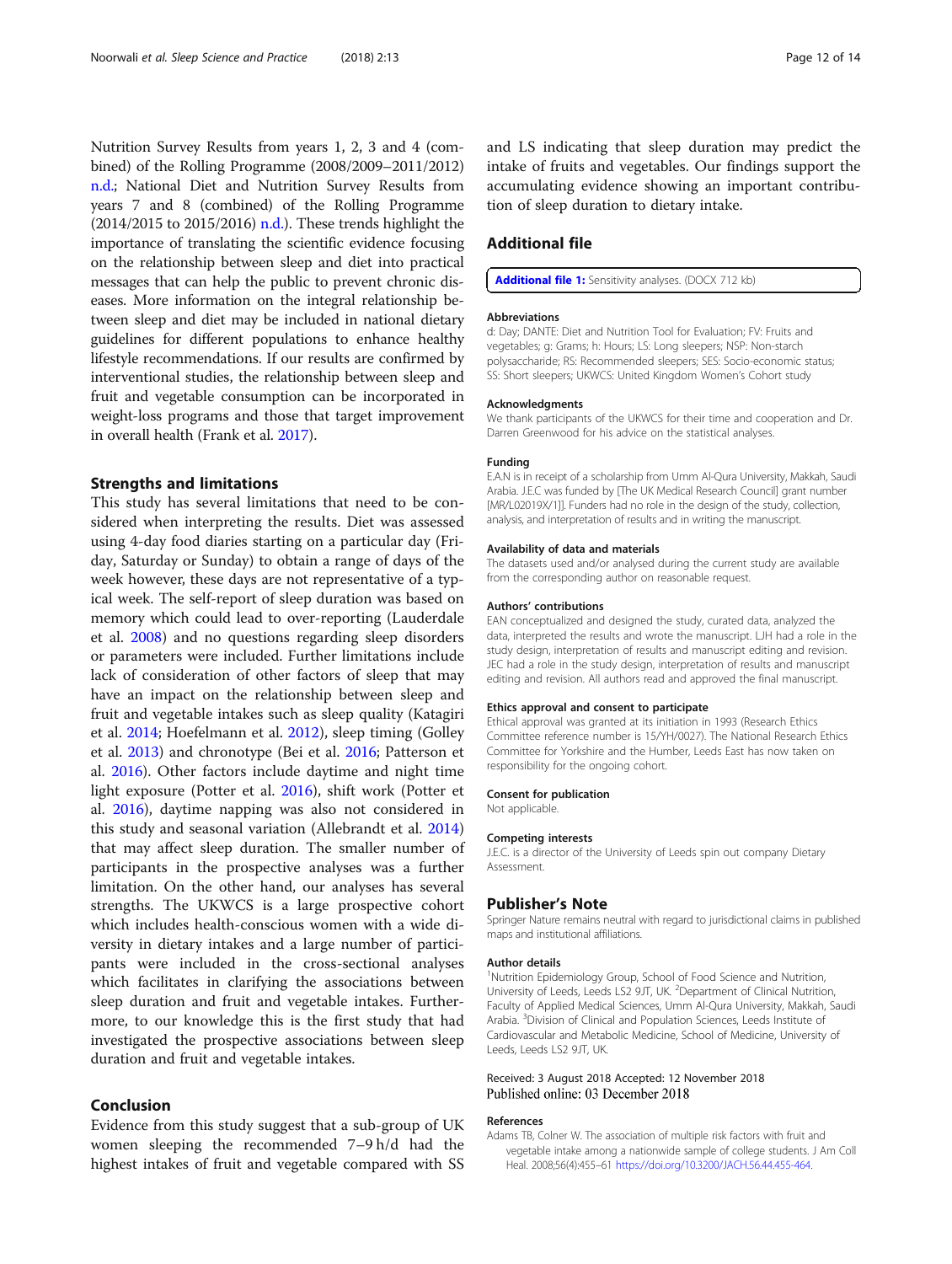Nutrition Survey Results from years 1, 2, 3 and 4 (combined) of the Rolling Programme (2008/2009–2011/2012) n.d.; National Diet and Nutrition Survey Results from years 7 and 8 (combined) of the Rolling Programme (2014/2015 to 2015/2016) n.d.). These trends highlight the importance of translating the scientific evidence focusing on the relationship between sleep and diet into practical messages that can help the public to prevent chronic diseases. More information on the integral relationship between sleep and diet may be included in national dietary guidelines for different populations to enhance healthy lifestyle recommendations. If our results are confirmed by interventional studies, the relationship between sleep and fruit and vegetable consumption can be incorporated in weight-loss programs and those that target improvement in overall health (Frank et al. 2017).

## Strengths and limitations

This study has several limitations that need to be considered when interpreting the results. Diet was assessed using 4-day food diaries starting on a particular day (Friday, Saturday or Sunday) to obtain a range of days of the week however, these days are not representative of a typical week. The self-report of sleep duration was based on memory which could lead to over-reporting (Lauderdale et al. 2008) and no questions regarding sleep disorders or parameters were included. Further limitations include lack of consideration of other factors of sleep that may have an impact on the relationship between sleep and fruit and vegetable intakes such as sleep quality (Katagiri et al. 2014; Hoefelmann et al. 2012), sleep timing (Golley et al. 2013) and chronotype (Bei et al. 2016; Patterson et al. 2016). Other factors include daytime and night time light exposure (Potter et al. 2016), shift work (Potter et al. 2016), daytime napping was also not considered in this study and seasonal variation (Allebrandt et al. 2014) that may affect sleep duration. The smaller number of participants in the prospective analyses was a further limitation. On the other hand, our analyses has several strengths. The UKWCS is a large prospective cohort which includes health-conscious women with a wide diversity in dietary intakes and a large number of participants were included in the cross-sectional analyses which facilitates in clarifying the associations between sleep duration and fruit and vegetable intakes. Furthermore, to our knowledge this is the first study that had investigated the prospective associations between sleep duration and fruit and vegetable intakes.

## Conclusion

Evidence from this study suggest that a sub-group of UK women sleeping the recommended 7–9 h/d had the highest intakes of fruit and vegetable compared with SS and LS indicating that sleep duration may predict the intake of fruits and vegetables. Our findings support the accumulating evidence showing an important contribution of sleep duration to dietary intake.

## Additional file

**Additional file 1:** Sensitivity analyses. (DOCX 712 kb)

#### Abbreviations

d: Day; DANTE: Diet and Nutrition Tool for Evaluation; FV: Fruits and vegetables; g: Grams; h: Hours; LS: Long sleepers; NSP: Non-starch polysaccharide; RS: Recommended sleepers; SES: Socio-economic status; SS: Short sleepers; UKWCS: United Kingdom Women's Cohort study

#### Acknowledgments

We thank participants of the UKWCS for their time and cooperation and Dr. Darren Greenwood for his advice on the statistical analyses.

#### Funding

E.A.N is in receipt of a scholarship from Umm Al-Qura University, Makkah, Saudi Arabia. J.E.C was funded by [The UK Medical Research Council] grant number [MR/L02019X/1]]. Funders had no role in the design of the study, collection, analysis, and interpretation of results and in writing the manuscript.

#### Availability of data and materials

The datasets used and/or analysed during the current study are available from the corresponding author on reasonable request.

#### Authors' contributions

EAN conceptualized and designed the study, curated data, analyzed the data, interpreted the results and wrote the manuscript. LJH had a role in the study design, interpretation of results and manuscript editing and revision. JEC had a role in the study design, interpretation of results and manuscript editing and revision. All authors read and approved the final manuscript.

#### Ethics approval and consent to participate

Ethical approval was granted at its initiation in 1993 (Research Ethics Committee reference number is 15/YH/0027). The National Research Ethics Committee for Yorkshire and the Humber, Leeds East has now taken on responsibility for the ongoing cohort.

#### Consent for publication

Not applicable.

#### Competing interests

J.E.C. is a director of the University of Leeds spin out company Dietary Assessment.

## Publisher's Note

Springer Nature remains neutral with regard to jurisdictional claims in published maps and institutional affiliations.

#### Author details

[1]Nutrition Epidemiology Group, School of Food Science and Nutrition, University of Leeds, Leeds LS2 9JT, UK. [2]Department of Clinical Nutrition, Faculty of Applied Medical Sciences, Umm Al-Qura University, Makkah, Saudi Arabia. [3]Division of Clinical and Population Sciences, Leeds Institute of Cardiovascular and Metabolic Medicine, School of Medicine, University of Leeds, Leeds LS2 9JT, UK.

Received: 3 August 2018 Accepted: 12 November 2018
Published online: 03 December 2018

#### References

Adams TB, Colner W. The association of multiple risk factors with fruit and vegetable intake among a nationwide sample of college students. J Am Coll Heal. 2008;56(4):455–61 https://doi.org/10.3200/JACH.56.44.455-464.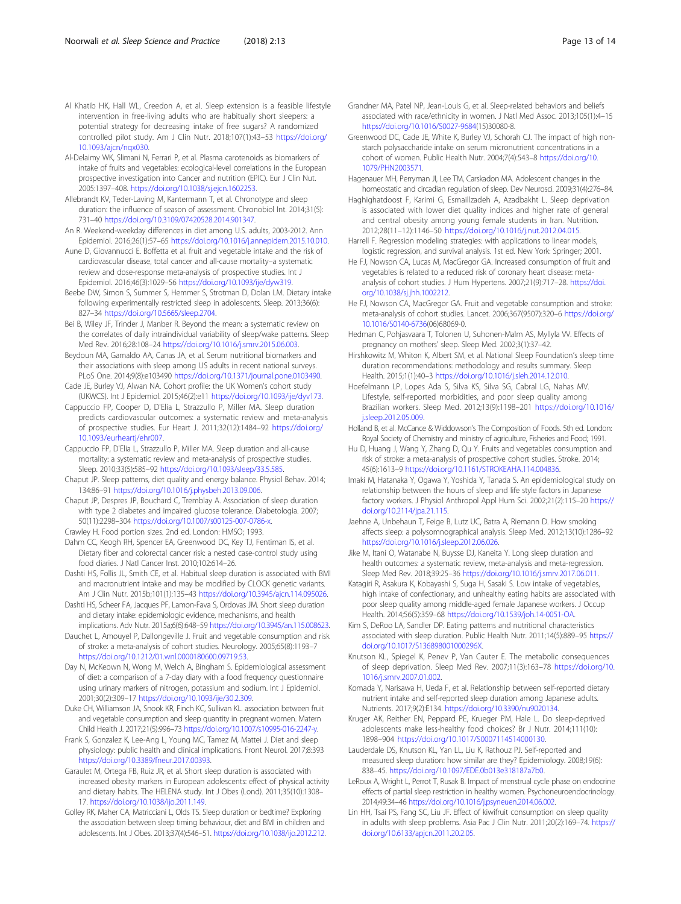Al Khatib HK, Hall WL, Creedon A, et al. Sleep extension is a feasible lifestyle intervention in free-living adults who are habitually short sleepers: a potential strategy for decreasing intake of free sugars? A randomized controlled pilot study. Am J Clin Nutr. 2018;107(1):43–53 https://doi.org/10.1093/ajcn/nqx030.

Al-Delaimy WK, Slimani N, Ferrari P, et al. Plasma carotenoids as biomarkers of intake of fruits and vegetables: ecological-level correlations in the European prospective investigation into Cancer and nutrition (EPIC). Eur J Clin Nut. 2005:1397–408. https://doi.org/10.1038/sj.ejcn.1602253.

Allebrandt KV, Teder-Laving M, Kantermann T, et al. Chronotype and sleep duration: the influence of season of assessment. Chronobiol Int. 2014;31(5):731–40 https://doi.org/10.3109/07420528.2014.901347.

An R. Weekend-weekday differences in diet among U.S. adults, 2003-2012. Ann Epidemiol. 2016;26(1):57–65 https://doi.org/10.1016/j.annepidem.2015.10.010.

Aune D, Giovannucci E. Boffetta et al. fruit and vegetable intake and the risk of cardiovascular disease, total cancer and all-cause mortality–a systematic review and dose-response meta-analysis of prospective studies. Int J Epidemiol. 2016;46(3):1029–56 https://doi.org/10.1093/ije/dyw319.

Beebe DW, Simon S, Summer S, Hemmer S, Strotman D, Dolan LM. Dietary intake following experimentally restricted sleep in adolescents. Sleep. 2013;36(6):827–34 https://doi.org/10.5665/sleep.2704.

Bei B, Wiley JF, Trinder J, Manber R. Beyond the mean: a systematic review on the correlates of daily intraindividual variability of sleep/wake patterns. Sleep Med Rev. 2016;28:108–24 https://doi.org/10.1016/j.smrv.2015.06.003.

Beydoun MA, Gamaldo AA, Canas JA, et al. Serum nutritional biomarkers and their associations with sleep among US adults in recent national surveys. PLoS One. 2014;9(8):e103490 https://doi.org/10.1371/journal.pone.0103490.

Cade JE, Burley VJ, Alwan NA. Cohort profile: the UK Women's cohort study (UKWCS). Int J Epidemiol. 2015;46(2):e11 https://doi.org/10.1093/ije/dyv173.

Cappuccio FP, Cooper D, D'Elia L, Strazzullo P, Miller MA. Sleep duration predicts cardiovascular outcomes: a systematic review and meta-analysis of prospective studies. Eur Heart J. 2011;32(12):1484–92 https://doi.org/10.1093/eurheartj/ehr007.

Cappuccio FP, D'Elia L, Strazzullo P, Miller MA. Sleep duration and all-cause mortality: a systematic review and meta-analysis of prospective studies. Sleep. 2010;33(5):585–92 https://doi.org/10.1093/sleep/33.5.585.

Chaput JP. Sleep patterns, diet quality and energy balance. Physiol Behav. 2014;134:86–91 https://doi.org/10.1016/j.physbeh.2013.09.006.

Chaput JP, Despres JP, Bouchard C, Tremblay A. Association of sleep duration with type 2 diabetes and impaired glucose tolerance. Diabetologia. 2007;50(11):2298–304 https://doi.org/10.1007/s00125-007-0786-x.

Crawley H. Food portion sizes. 2nd ed. London: HMSO; 1993.

Dahm CC, Keogh RH, Spencer EA, Greenwood DC, Key TJ, Fentiman IS, et al. Dietary fiber and colorectal cancer risk: a nested case-control study using food diaries. J Natl Cancer Inst. 2010;102:614–26.

Dashti HS, Follis JL, Smith CE, et al. Habitual sleep duration is associated with BMI and macronutrient intake and may be modified by CLOCK genetic variants. Am J Clin Nutr. 2015b;101(1):135–43 https://doi.org/10.3945/ajcn.114.095026.

Dashti HS, Scheer FA, Jacques PF, Lamon-Fava S, Ordovas JM. Short sleep duration and dietary intake: epidemiologic evidence, mechanisms, and health implications. Adv Nutr. 2015a;6(6):648–59 https://doi.org/10.3945/an.115.008623.

Dauchet L, Amouyel P, Dallongeville J. Fruit and vegetable consumption and risk of stroke: a meta-analysis of cohort studies. Neurology. 2005;65(8):1193–7 https://doi.org/10.1212/01.wnl.0000180600.09719.53.

Day N, McKeown N, Wong M, Welch A, Bingham S. Epidemiological assessment of diet: a comparison of a 7-day diary with a food frequency questionnaire using urinary markers of nitrogen, potassium and sodium. Int J Epidemiol. 2001;30(2):309–17 https://doi.org/10.1093/ije/30.2.309.

Duke CH, Williamson JA, Snook KR, Finch KC, Sullivan KL. association between fruit and vegetable consumption and sleep quantity in pregnant women. Matern Child Health J. 2017;21(5):996–73 https://doi.org/10.1007/s10995-016-2247-y.

Frank S, Gonzalez K, Lee-Ang L, Young MC, Tamez M, Mattei J. Diet and sleep physiology: public health and clinical implications. Front Neurol. 2017;8:393 https://doi.org/10.3389/fneur.2017.00393.

Garaulet M, Ortega FB, Ruiz JR, et al. Short sleep duration is associated with increased obesity markers in European adolescents: effect of physical activity and dietary habits. The HELENA study. Int J Obes (Lond). 2011;35(10):1308–17. https://doi.org/10.1038/ijo.2011.149.

Golley RK, Maher CA, Matricciani L, Olds TS. Sleep duration or bedtime? Exploring the association between sleep timing behaviour, diet and BMI in children and adolescents. Int J Obes. 2013;37(4):546–51. https://doi.org/10.1038/ijo.2012.212.

Grandner MA, Patel NP, Jean-Louis G, et al. Sleep-related behaviors and beliefs associated with race/ethnicity in women. J Natl Med Assoc. 2013;105(1):4–15 https://doi.org/10.1016/S0027-9684(15)30080-8.

Greenwood DC, Cade JE, White K, Burley VJ, Schorah CJ. The impact of high non-starch polysaccharide intake on serum micronutrient concentrations in a cohort of women. Public Health Nutr. 2004;7(4):543–8 https://doi.org/10.1079/PHN2003571.

Hagenauer MH, Perryman JI, Lee TM, Carskadon MA. Adolescent changes in the homeostatic and circadian regulation of sleep. Dev Neurosci. 2009;31(4):276–84.

Haghighatdoost F, Karimi G, Esmaillzadeh A, Azadbakht L. Sleep deprivation is associated with lower diet quality indices and higher rate of general and central obesity among young female students in Iran. Nutrition. 2012;28(11–12):1146–50 https://doi.org/10.1016/j.nut.2012.04.015.

Harrell F. Regression modeling strategies: with applications to linear models, logistic regression, and survival analysis. 1st ed. New York: Springer; 2001.

He FJ, Nowson CA, Lucas M, MacGregor GA. Increased consumption of fruit and vegetables is related to a reduced risk of coronary heart disease: meta-analysis of cohort studies. J Hum Hypertens. 2007;21(9):717–28. https://doi.org/10.1038/sj.jhh.1002212.

He FJ, Nowson CA, MacGregor GA. Fruit and vegetable consumption and stroke: meta-analysis of cohort studies. Lancet. 2006;367(9507):320–6 https://doi.org/10.1016/S0140-6736(06)68069-0.

Hedman C, Pohjasvaara T, Tolonen U, Suhonen-Malm AS, Myllyla VV. Effects of pregnancy on mothers' sleep. Sleep Med. 2002;3(1):37–42.

Hirshkowitz M, Whiton K, Albert SM, et al. National Sleep Foundation's sleep time duration recommendations: methodology and results summary. Sleep Health. 2015;1(1):40–3 https://doi.org/10.1016/j.sleh.2014.12.010.

Hoefelmann LP, Lopes Ada S, Silva KS, Silva SG, Cabral LG, Nahas MV. Lifestyle, self-reported morbidities, and poor sleep quality among Brazilian workers. Sleep Med. 2012;13(9):1198–201 https://doi.org/10.1016/j.sleep.2012.05.009.

Holland B, et al. McCance & Widdowson's The Composition of Foods. 5th ed. London: Royal Society of Chemistry and ministry of agriculture, Fisheries and Food; 1991.

Hu D, Huang J, Wang Y, Zhang D, Qu Y. Fruits and vegetables consumption and risk of stroke: a meta-analysis of prospective cohort studies. Stroke. 2014;45(6):1613–9 https://doi.org/10.1161/STROKEAHA.114.004836.

Imaki M, Hatanaka Y, Ogawa Y, Yoshida Y, Tanada S. An epidemiological study on relationship between the hours of sleep and life style factors in Japanese factory workers. J Physiol Anthropol Appl Hum Sci. 2002;21(2):115–20 https://doi.org/10.2114/jpa.21.115.

Jaehne A, Unbehaun T, Feige B, Lutz UC, Batra A, Riemann D. How smoking affects sleep: a polysomnographical analysis. Sleep Med. 2012;13(10):1286–92 https://doi.org/10.1016/j.sleep.2012.06.026.

Jike M, Itani O, Watanabe N, Buysse DJ, Kaneita Y. Long sleep duration and health outcomes: a systematic review, meta-analysis and meta-regression. Sleep Med Rev. 2018;39:25–36 https://doi.org/10.1016/j.smrv.2017.06.011.

Katagiri R, Asakura K, Kobayashi S, Suga H, Sasaki S. Low intake of vegetables, high intake of confectionary, and unhealthy eating habits are associated with poor sleep quality among middle-aged female Japanese workers. J Occup Health. 2014;56(5):359–68 https://doi.org/10.1539/joh.14-0051-OA.

Kim S, DeRoo LA, Sandler DP. Eating patterns and nutritional characteristics associated with sleep duration. Public Health Nutr. 2011;14(5):889–95 https://doi.org/10.1017/S136898001000296X.

Knutson KL, Spiegel K, Penev P, Van Cauter E. The metabolic consequences of sleep deprivation. Sleep Med Rev. 2007;11(3):163–78 https://doi.org/10.1016/j.smrv.2007.01.002.

Komada Y, Narisawa H, Ueda F, et al. Relationship between self-reported dietary nutrient intake and self-reported sleep duration among Japanese adults. Nutrients. 2017;9(2):E134. https://doi.org/10.3390/nu9020134.

Kruger AK, Reither EN, Peppard PE, Krueger PM, Hale L. Do sleep-deprived adolescents make less-healthy food choices? Br J Nutr. 2014;111(10):1898–904 https://doi.org/10.1017/S0007114514000130.

Lauderdale DS, Knutson KL, Yan LL, Liu K, Rathouz PJ. Self-reported and measured sleep duration: how similar are they? Epidemiology. 2008;19(6):838–45. https://doi.org/10.1097/EDE.0b013e318187a7b0.

LeRoux A, Wright L, Perrot T, Rusak B. Impact of menstrual cycle phase on endocrine effects of partial sleep restriction in healthy women. Psychoneuroendocrinology. 2014;49:34–46 https://doi.org/10.1016/j.psyneuen.2014.06.002.

Lin HH, Tsai PS, Fang SC, Liu JF. Effect of kiwifruit consumption on sleep quality in adults with sleep problems. Asia Pac J Clin Nutr. 2011;20(2):169–74. https://doi.org/10.6133/apjcn.2011.20.2.05.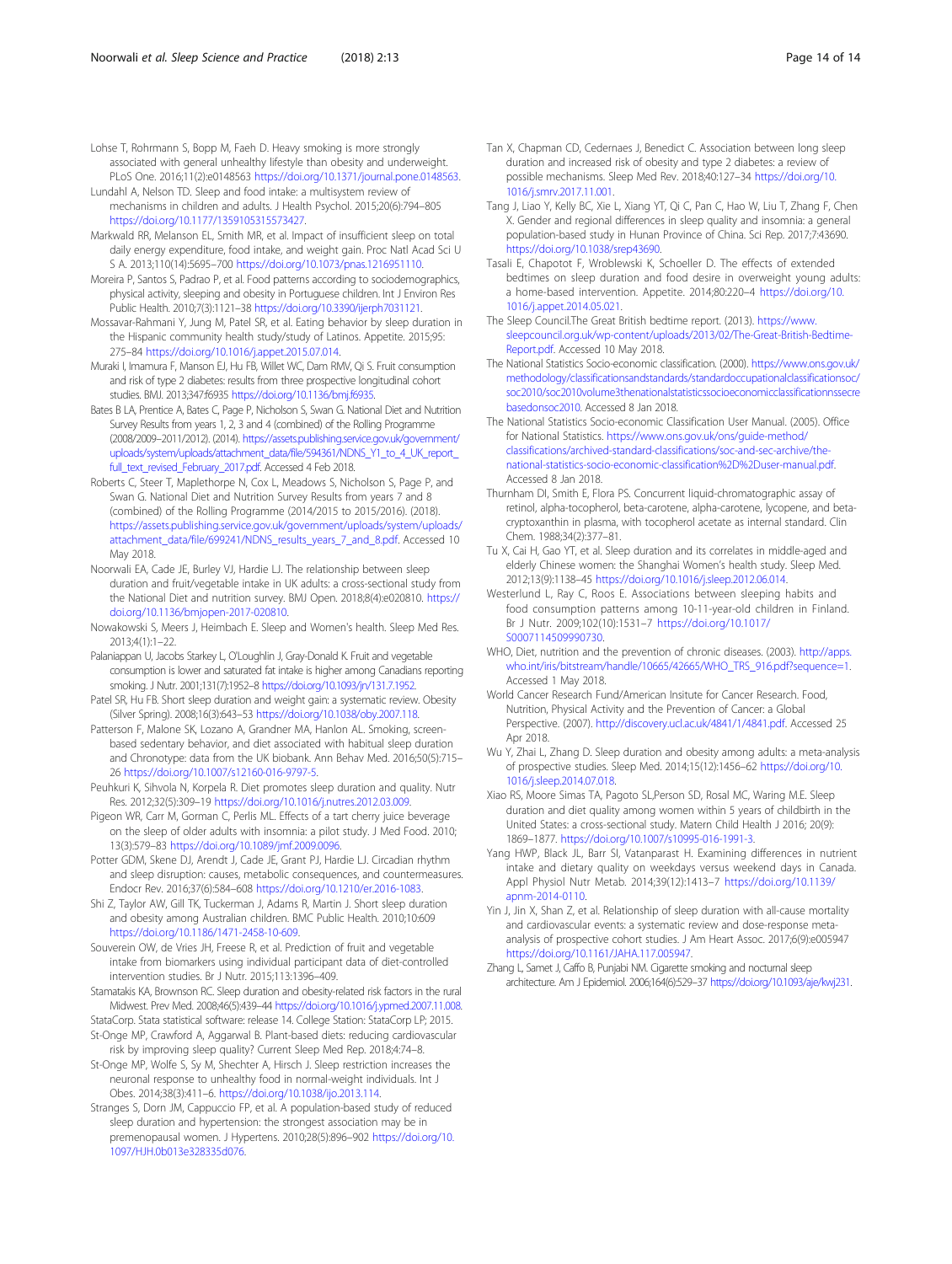Lohse T, Rohrmann S, Bopp M, Faeh D. Heavy smoking is more strongly associated with general unhealthy lifestyle than obesity and underweight. PLoS One. 2016;11(2):e0148563 https://doi.org/10.1371/journal.pone.0148563.

Lundahl A, Nelson TD. Sleep and food intake: a multisystem review of mechanisms in children and adults. J Health Psychol. 2015;20(6):794–805 https://doi.org/10.1177/1359105315573427.

Markwald RR, Melanson EL, Smith MR, et al. Impact of insufficient sleep on total daily energy expenditure, food intake, and weight gain. Proc Natl Acad Sci U S A. 2013;110(14):5695–700 https://doi.org/10.1073/pnas.1216951110.

Moreira P, Santos S, Padrao P, et al. Food patterns according to sociodemographics, physical activity, sleeping and obesity in Portuguese children. Int J Environ Res Public Health. 2010;7(3):1121–38 https://doi.org/10.3390/ijerph7031121.

Mossavar-Rahmani Y, Jung M, Patel SR, et al. Eating behavior by sleep duration in the Hispanic community health study/study of Latinos. Appetite. 2015;95:275–84 https://doi.org/10.1016/j.appet.2015.07.014.

Muraki I, Imamura F, Manson EJ, Hu FB, Willet WC, Dam RMV, Qi S. Fruit consumption and risk of type 2 diabetes: results from three prospective longitudinal cohort studies. BMJ. 2013;347:f6935 https://doi.org/10.1136/bmj.f6935.

Bates B LA, Prentice A, Bates C, Page P, Nicholson S, Swan G. National Diet and Nutrition Survey Results from years 1, 2, 3 and 4 (combined) of the Rolling Programme (2008/2009–2011/2012). (2014). https://assets.publishing.service.gov.uk/government/uploads/system/uploads/attachment_data/file/594361/NDNS_Y1_to_4_UK_report_full_text_revised_February_2017.pdf. Accessed 4 Feb 2018.

Roberts C, Steer T, Maplethorpe N, Cox L, Meadows S, Nicholson S, Page P, and Swan G. National Diet and Nutrition Survey Results from years 7 and 8 (combined) of the Rolling Programme (2014/2015 to 2015/2016). (2018). https://assets.publishing.service.gov.uk/government/uploads/system/uploads/attachment_data/file/699241/NDNS_results_years_7_and_8.pdf. Accessed 10 May 2018.

Noorwali EA, Cade JE, Burley VJ, Hardie LJ. The relationship between sleep duration and fruit/vegetable intake in UK adults: a cross-sectional study from the National Diet and nutrition survey. BMJ Open. 2018;8(4):e020810. https://doi.org/10.1136/bmjopen-2017-020810.

Nowakowski S, Meers J, Heimbach E. Sleep and Women's health. Sleep Med Res. 2013;4(1):1–22.

Palaniappan U, Jacobs Starkey L, O'Loughlin J, Gray-Donald K. Fruit and vegetable consumption is lower and saturated fat intake is higher among Canadians reporting smoking. J Nutr. 2001;131(7):1952–8 https://doi.org/10.1093/jn/131.7.1952.

Patel SR, Hu FB. Short sleep duration and weight gain: a systematic review. Obesity (Silver Spring). 2008;16(3):643–53 https://doi.org/10.1038/oby.2007.118.

Patterson F, Malone SK, Lozano A, Grandner MA, Hanlon AL. Smoking, screen-based sedentary behavior, and diet associated with habitual sleep duration and Chronotype: data from the UK biobank. Ann Behav Med. 2016;50(5):715–26 https://doi.org/10.1007/s12160-016-9797-5.

Peuhkuri K, Sihvola N, Korpela R. Diet promotes sleep duration and quality. Nutr Res. 2012;32(5):309–19 https://doi.org/10.1016/j.nutres.2012.03.009.

Pigeon WR, Carr M, Gorman C, Perlis ML. Effects of a tart cherry juice beverage on the sleep of older adults with insomnia: a pilot study. J Med Food. 2010;13(3):579–83 https://doi.org/10.1089/jmf.2009.0096.

Potter GDM, Skene DJ, Arendt J, Cade JE, Grant PJ, Hardie LJ. Circadian rhythm and sleep disruption: causes, metabolic consequences, and countermeasures. Endocr Rev. 2016;37(6):584–608 https://doi.org/10.1210/er.2016-1083.

Shi Z, Taylor AW, Gill TK, Tuckerman J, Adams R, Martin J. Short sleep duration and obesity among Australian children. BMC Public Health. 2010;10:609 https://doi.org/10.1186/1471-2458-10-609.

Souverein OW, de Vries JH, Freese R, et al. Prediction of fruit and vegetable intake from biomarkers using individual participant data of diet-controlled intervention studies. Br J Nutr. 2015;113:1396–409.

Stamatakis KA, Brownson RC. Sleep duration and obesity-related risk factors in the rural Midwest. Prev Med. 2008;46(5):439–44 https://doi.org/10.1016/j.ypmed.2007.11.008.

StataCorp. Stata statistical software: release 14. College Station: StataCorp LP; 2015.

St-Onge MP, Crawford A, Aggarwal B. Plant-based diets: reducing cardiovascular risk by improving sleep quality? Current Sleep Med Rep. 2018;4:74–8.

St-Onge MP, Wolfe S, Sy M, Shechter A, Hirsch J. Sleep restriction increases the neuronal response to unhealthy food in normal-weight individuals. Int J Obes. 2014;38(3):411–6. https://doi.org/10.1038/ijo.2013.114.

Stranges S, Dorn JM, Cappuccio FP, et al. A population-based study of reduced sleep duration and hypertension: the strongest association may be in premenopausal women. J Hypertens. 2010;28(5):896–902 https://doi.org/10.1097/HJH.0b013e328335d076.

Tan X, Chapman CD, Cedernaes J, Benedict C. Association between long sleep duration and increased risk of obesity and type 2 diabetes: a review of possible mechanisms. Sleep Med Rev. 2018;40:127–34 https://doi.org/10.1016/j.smrv.2017.11.001.

Tang J, Liao Y, Kelly BC, Xie L, Xiang YT, Qi C, Pan C, Hao W, Liu T, Zhang F, Chen X. Gender and regional differences in sleep quality and insomnia: a general population-based study in Hunan Province of China. Sci Rep. 2017;7:43690. https://doi.org/10.1038/srep43690.

Tasali E, Chapotot F, Wroblewski K, Schoeller D. The effects of extended bedtimes on sleep duration and food desire in overweight young adults: a home-based intervention. Appetite. 2014;80:220–4 https://doi.org/10.1016/j.appet.2014.05.021.

The Sleep Council.The Great British bedtime report. (2013). https://www.sleepcouncil.org.uk/wp-content/uploads/2013/02/The-Great-British-Bedtime-Report.pdf. Accessed 10 May 2018.

The National Statistics Socio-economic classification. (2000). https://www.ons.gov.uk/methodology/classificationsandstandards/standardoccupationalclassificationsoc/soc2010/soc2010volume3thenationalstatisticssocioeconomicclassificationnssecrebasedonsoc2010. Accessed 8 Jan 2018.

The National Statistics Socio-economic Classification User Manual. (2005). Office for National Statistics. https://www.ons.gov.uk/ons/guide-method/classifications/archived-standard-classifications/soc-and-sec-archive/the-national-statistics-socio-economic-classification%2D%2Duser-manual.pdf. Accessed 8 Jan 2018.

Thurnham DI, Smith E, Flora PS. Concurrent liquid-chromatographic assay of retinol, alpha-tocopherol, beta-carotene, alpha-carotene, lycopene, and beta-cryptoxanthin in plasma, with tocopherol acetate as internal standard. Clin Chem. 1988;34(2):377–81.

Tu X, Cai H, Gao YT, et al. Sleep duration and its correlates in middle-aged and elderly Chinese women: the Shanghai Women's health study. Sleep Med. 2012;13(9):1138–45 https://doi.org/10.1016/j.sleep.2012.06.014.

Westerlund L, Ray C, Roos E. Associations between sleeping habits and food consumption patterns among 10-11-year-old children in Finland. Br J Nutr. 2009;102(10):1531–7 https://doi.org/10.1017/S0007114509990730.

WHO, Diet, nutrition and the prevention of chronic diseases. (2003). http://apps.who.int/iris/bitstream/handle/10665/42665/WHO_TRS_916.pdf?sequence=1. Accessed 1 May 2018.

World Cancer Research Fund/American Insitute for Cancer Research. Food, Nutrition, Physical Activity and the Prevention of Cancer: a Global Perspective. (2007). http://discovery.ucl.ac.uk/4841/1/4841.pdf. Accessed 25 Apr 2018.

Wu Y, Zhai L, Zhang D. Sleep duration and obesity among adults: a meta-analysis of prospective studies. Sleep Med. 2014;15(12):1456–62 https://doi.org/10.1016/j.sleep.2014.07.018.

Xiao RS, Moore Simas TA, Pagoto SL,Person SD, Rosal MC, Waring M.E. Sleep duration and diet quality among women within 5 years of childbirth in the United States: a cross-sectional study. Matern Child Health J 2016; 20(9):1869–1877. https://doi.org/10.1007/s10995-016-1991-3.

Yang HWP, Black JL, Barr SI, Vatanparast H. Examining differences in nutrient intake and dietary quality on weekdays versus weekend days in Canada. Appl Physiol Nutr Metab. 2014;39(12):1413–7 https://doi.org/10.1139/apnm-2014-0110.

Yin J, Jin X, Shan Z, et al. Relationship of sleep duration with all-cause mortality and cardiovascular events: a systematic review and dose-response meta-analysis of prospective cohort studies. J Am Heart Assoc. 2017;6(9):e005947 https://doi.org/10.1161/JAHA.117.005947.

Zhang L, Samet J, Caffo B, Punjabi NM. Cigarette smoking and nocturnal sleep architecture. Am J Epidemiol. 2006;164(6):529–37 https://doi.org/10.1093/aje/kwj231.